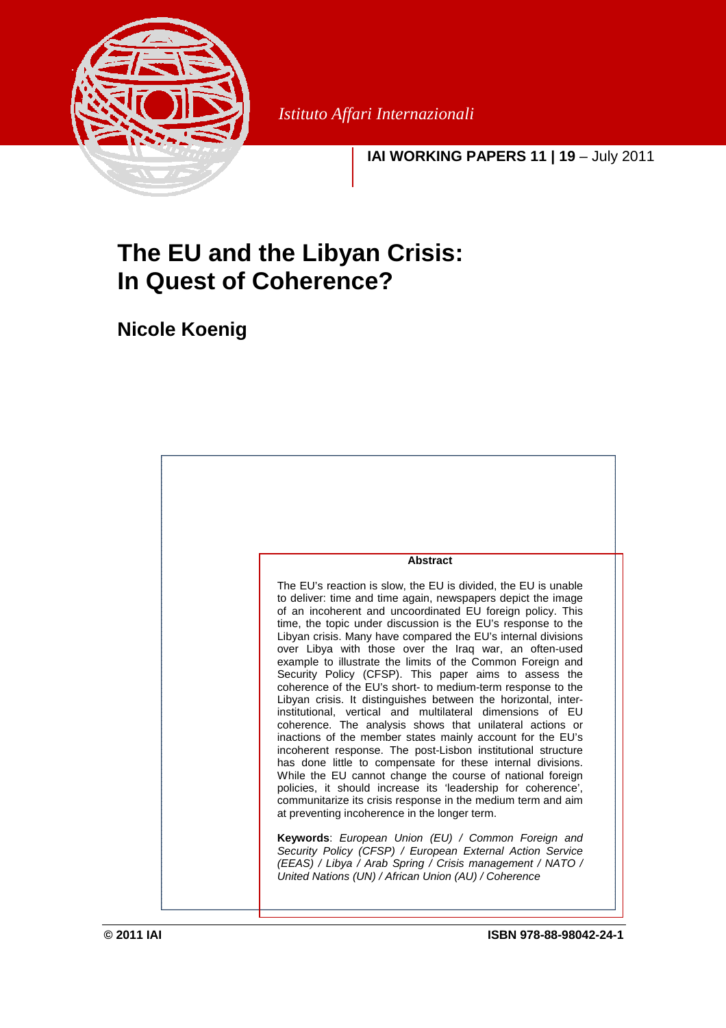*Istituto Affari Internazionali*

**IAI WORKING PAPERS 11 | 19** – July 2011

# The EU and the Libyan Crisis: In Quest of Coherence?

## Nicole Koenig

**Abstract**

The EU's reaction is slow, the EU is divided, the EU is unable to deliver: time and time again, newspapers depict the image of an incoherent and uncoordinated EU foreign policy. This time, the topic under discussion is the EU's response to the Libyan crisis. Many have compared the EU's internal divisions over Libya with those over the Iraq war, an often-used example to illustrate the limits of the Common Foreign and Security Policy (CFSP). This paper aims to assess the coherence of the EU's short- to medium-term response to the Libyan crisis. It distinguishes between the horizontal, inter-institutional, vertical and multilateral dimensions of EU coherence. The analysis shows that unilateral actions or inactions of the member states mainly account for the EU's incoherent response. The post-Lisbon institutional structure has done little to compensate for these internal divisions. While the EU cannot change the course of national foreign policies, it should increase its 'leadership for coherence', communitarize its crisis response in the medium term and aim at preventing incoherence in the longer term.

**Keywords**: *European Union (EU) / Common Foreign and Security Policy (CFSP) / European External Action Service (EEAS) / Libya / Arab Spring / Crisis management / NATO / United Nations (UN) / African Union (AU) / Coherence*

**© 2011 IAI** **ISBN 978-88-98042-24-1**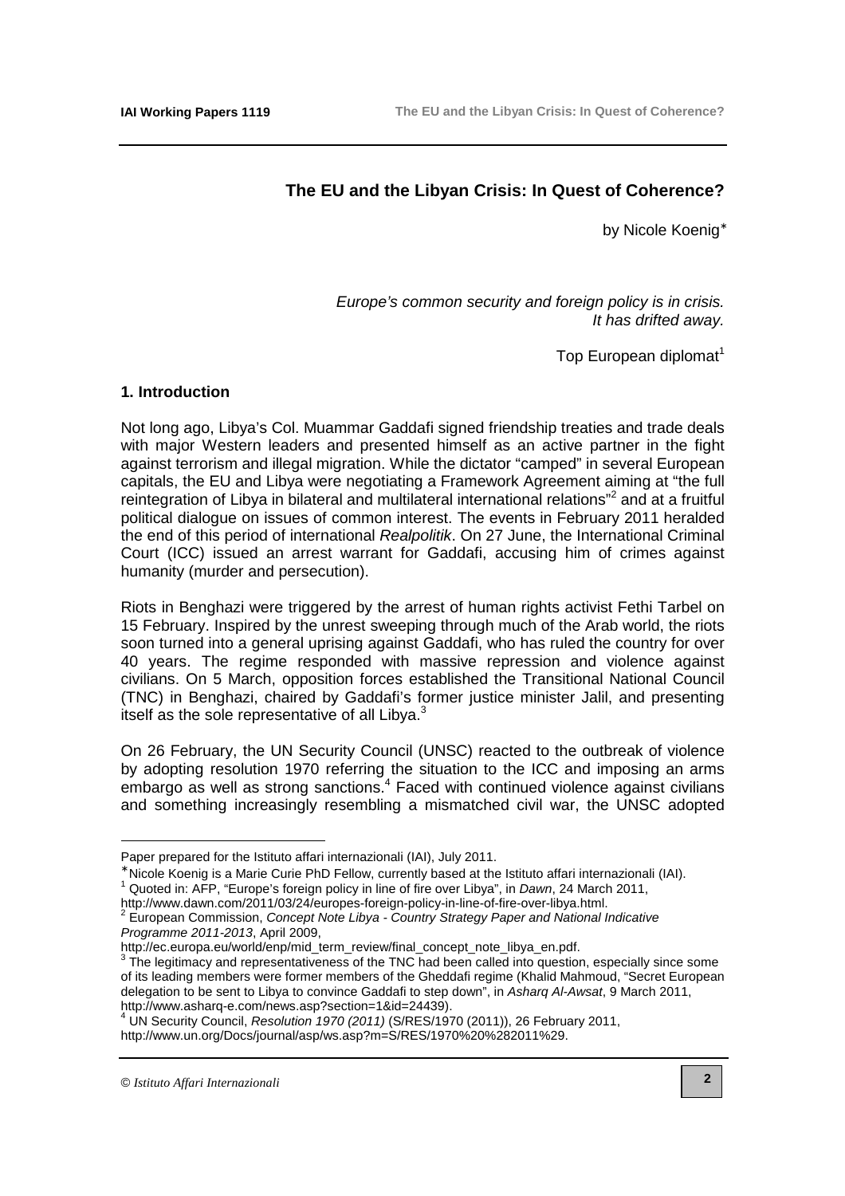# The EU and the Libyan Crisis: In Quest of Coherence?

by Nicole Koenig*

*Europe's common security and foreign policy is in crisis.*
*It has drifted away.*

Top European diplomat[1]

## 1. Introduction

Not long ago, Libya's Col. Muammar Gaddafi signed friendship treaties and trade deals with major Western leaders and presented himself as an active partner in the fight against terrorism and illegal migration. While the dictator "camped" in several European capitals, the EU and Libya were negotiating a Framework Agreement aiming at "the full reintegration of Libya in bilateral and multilateral international relations"[2] and at a fruitful political dialogue on issues of common interest. The events in February 2011 heralded the end of this period of international *Realpolitik*. On 27 June, the International Criminal Court (ICC) issued an arrest warrant for Gaddafi, accusing him of crimes against humanity (murder and persecution).

Riots in Benghazi were triggered by the arrest of human rights activist Fethi Tarbel on 15 February. Inspired by the unrest sweeping through much of the Arab world, the riots soon turned into a general uprising against Gaddafi, who has ruled the country for over 40 years. The regime responded with massive repression and violence against civilians. On 5 March, opposition forces established the Transitional National Council (TNC) in Benghazi, chaired by Gaddafi's former justice minister Jalil, and presenting itself as the sole representative of all Libya.[3]

On 26 February, the UN Security Council (UNSC) reacted to the outbreak of violence by adopting resolution 1970 referring the situation to the ICC and imposing an arms embargo as well as strong sanctions.[4] Faced with continued violence against civilians and something increasingly resembling a mismatched civil war, the UNSC adopted

---

Paper prepared for the Istituto affari internazionali (IAI), July 2011.

* Nicole Koenig is a Marie Curie PhD Fellow, currently based at the Istituto affari internazionali (IAI).

[1] Quoted in: AFP, "Europe's foreign policy in line of fire over Libya", in *Dawn*, 24 March 2011, http://www.dawn.com/2011/03/24/europes-foreign-policy-in-line-of-fire-over-libya.html.

[2] European Commission, *Concept Note Libya - Country Strategy Paper and National Indicative Programme 2011-2013*, April 2009, http://ec.europa.eu/world/enp/mid_term_review/final_concept_note_libya_en.pdf.

[3] The legitimacy and representativeness of the TNC had been called into question, especially since some of its leading members were former members of the Gheddafi regime (Khalid Mahmoud, "Secret European delegation to be sent to Libya to convince Gaddafi to step down", in *Asharq Al-Awsat*, 9 March 2011, http://www.asharq-e.com/news.asp?section=1&id=24439).

[4] UN Security Council, *Resolution 1970 (2011)* (S/RES/1970 (2011)), 26 February 2011, http://www.un.org/Docs/journal/asp/ws.asp?m=S/RES/1970%20%282011%29.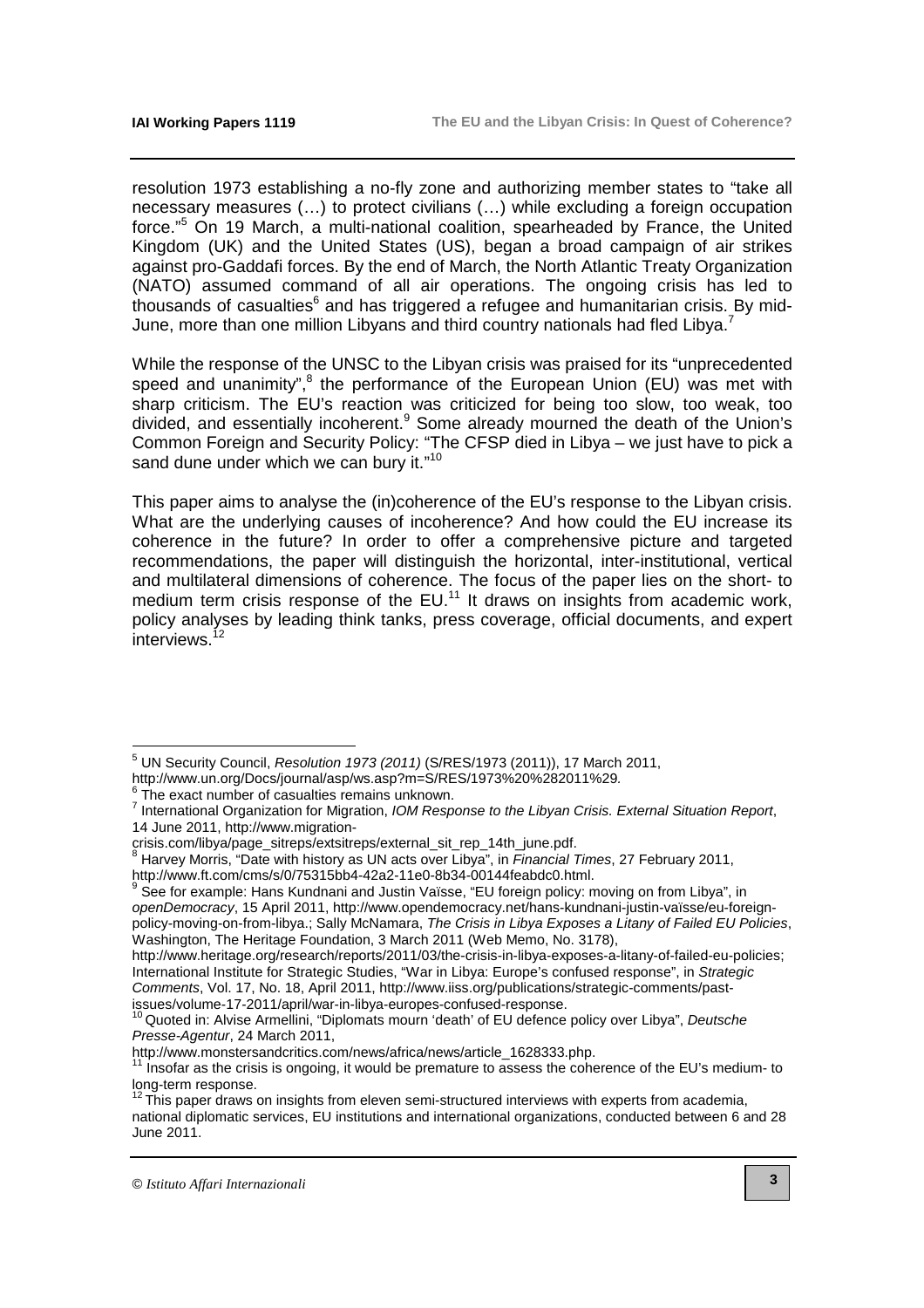resolution 1973 establishing a no-fly zone and authorizing member states to "take all necessary measures (…) to protect civilians (…) while excluding a foreign occupation force."[5] On 19 March, a multi-national coalition, spearheaded by France, the United Kingdom (UK) and the United States (US), began a broad campaign of air strikes against pro-Gaddafi forces. By the end of March, the North Atlantic Treaty Organization (NATO) assumed command of all air operations. The ongoing crisis has led to thousands of casualties[6] and has triggered a refugee and humanitarian crisis. By mid-June, more than one million Libyans and third country nationals had fled Libya.[7]

While the response of the UNSC to the Libyan crisis was praised for its "unprecedented speed and unanimity",[8] the performance of the European Union (EU) was met with sharp criticism. The EU's reaction was criticized for being too slow, too weak, too divided, and essentially incoherent.[9] Some already mourned the death of the Union's Common Foreign and Security Policy: "The CFSP died in Libya – we just have to pick a sand dune under which we can bury it."[10]

This paper aims to analyse the (in)coherence of the EU's response to the Libyan crisis. What are the underlying causes of incoherence? And how could the EU increase its coherence in the future? In order to offer a comprehensive picture and targeted recommendations, the paper will distinguish the horizontal, inter-institutional, vertical and multilateral dimensions of coherence. The focus of the paper lies on the short- to medium term crisis response of the EU.[11] It draws on insights from academic work, policy analyses by leading think tanks, press coverage, official documents, and expert interviews.[12]

---

[5] UN Security Council, *Resolution 1973 (2011)* (S/RES/1973 (2011)), 17 March 2011, http://www.un.org/Docs/journal/asp/ws.asp?m=S/RES/1973%20%282011%29.

[6] The exact number of casualties remains unknown.

[7] International Organization for Migration, *IOM Response to the Libyan Crisis. External Situation Report*, 14 June 2011, http://www.migration-crisis.com/libya/page_sitreps/extsitreps/external_sit_rep_14th_june.pdf.

[8] Harvey Morris, "Date with history as UN acts over Libya", in *Financial Times*, 27 February 2011, http://www.ft.com/cms/s/0/75315bb4-42a2-11e0-8b34-00144feabdc0.html.

[9] See for example: Hans Kundnani and Justin Vaïsse, "EU foreign policy: moving on from Libya", in *openDemocracy*, 15 April 2011, http://www.opendemocracy.net/hans-kundnani-justin-vaïsse/eu-foreign-policy-moving-on-from-libya.; Sally McNamara, *The Crisis in Libya Exposes a Litany of Failed EU Policies*, Washington, The Heritage Foundation, 3 March 2011 (Web Memo, No. 3178), http://www.heritage.org/research/reports/2011/03/the-crisis-in-libya-exposes-a-litany-of-failed-eu-policies; International Institute for Strategic Studies, "War in Libya: Europe's confused response", in *Strategic Comments*, Vol. 17, No. 18, April 2011, http://www.iiss.org/publications/strategic-comments/past-issues/volume-17-2011/april/war-in-libya-europes-confused-response.

[10] Quoted in: Alvise Armellini, "Diplomats mourn 'death' of EU defence policy over Libya", *Deutsche Presse-Agentur*, 24 March 2011, http://www.monstersandcritics.com/news/africa/news/article_1628333.php.

[11] Insofar as the crisis is ongoing, it would be premature to assess the coherence of the EU's medium- to long-term response.

[12] This paper draws on insights from eleven semi-structured interviews with experts from academia, national diplomatic services, EU institutions and international organizations, conducted between 6 and 28 June 2011.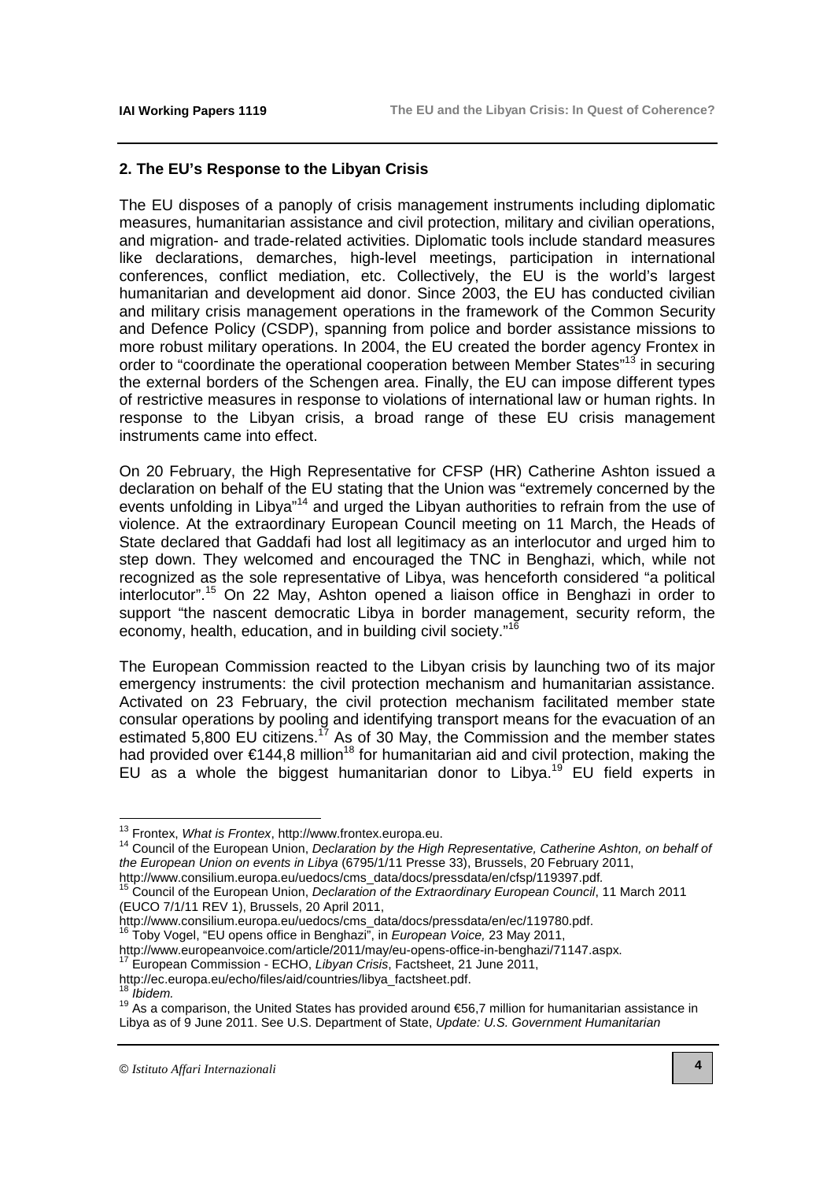## 2. The EU's Response to the Libyan Crisis

The EU disposes of a panoply of crisis management instruments including diplomatic measures, humanitarian assistance and civil protection, military and civilian operations, and migration- and trade-related activities. Diplomatic tools include standard measures like declarations, demarches, high-level meetings, participation in international conferences, conflict mediation, etc. Collectively, the EU is the world's largest humanitarian and development aid donor. Since 2003, the EU has conducted civilian and military crisis management operations in the framework of the Common Security and Defence Policy (CSDP), spanning from police and border assistance missions to more robust military operations. In 2004, the EU created the border agency Frontex in order to "coordinate the operational cooperation between Member States"[13] in securing the external borders of the Schengen area. Finally, the EU can impose different types of restrictive measures in response to violations of international law or human rights. In response to the Libyan crisis, a broad range of these EU crisis management instruments came into effect.

On 20 February, the High Representative for CFSP (HR) Catherine Ashton issued a declaration on behalf of the EU stating that the Union was "extremely concerned by the events unfolding in Libya"[14] and urged the Libyan authorities to refrain from the use of violence. At the extraordinary European Council meeting on 11 March, the Heads of State declared that Gaddafi had lost all legitimacy as an interlocutor and urged him to step down. They welcomed and encouraged the TNC in Benghazi, which, while not recognized as the sole representative of Libya, was henceforth considered "a political interlocutor".[15] On 22 May, Ashton opened a liaison office in Benghazi in order to support "the nascent democratic Libya in border management, security reform, the economy, health, education, and in building civil society."[16]

The European Commission reacted to the Libyan crisis by launching two of its major emergency instruments: the civil protection mechanism and humanitarian assistance. Activated on 23 February, the civil protection mechanism facilitated member state consular operations by pooling and identifying transport means for the evacuation of an estimated 5,800 EU citizens.[17] As of 30 May, the Commission and the member states had provided over €144,8 million[18] for humanitarian aid and civil protection, making the EU as a whole the biggest humanitarian donor to Libya.[19] EU field experts in

---

[13] Frontex, *What is Frontex*, http://www.frontex.europa.eu.

[14] Council of the European Union, *Declaration by the High Representative, Catherine Ashton, on behalf of the European Union on events in Libya* (6795/1/11 Presse 33), Brussels, 20 February 2011, http://www.consilium.europa.eu/uedocs/cms_data/docs/pressdata/en/cfsp/119397.pdf.

[15] Council of the European Union, *Declaration of the Extraordinary European Council*, 11 March 2011 (EUCO 7/1/11 REV 1), Brussels, 20 April 2011, http://www.consilium.europa.eu/uedocs/cms_data/docs/pressdata/en/ec/119780.pdf.

[16] Toby Vogel, "EU opens office in Benghazi", in *European Voice,* 23 May 2011, http://www.europeanvoice.com/article/2011/may/eu-opens-office-in-benghazi/71147.aspx.

[17] European Commission - ECHO, *Libyan Crisis*, Factsheet, 21 June 2011, http://ec.europa.eu/echo/files/aid/countries/libya_factsheet.pdf.

[18] *Ibidem.*

[19] As a comparison, the United States has provided around €56,7 million for humanitarian assistance in Libya as of 9 June 2011. See U.S. Department of State, *Update: U.S. Government Humanitarian*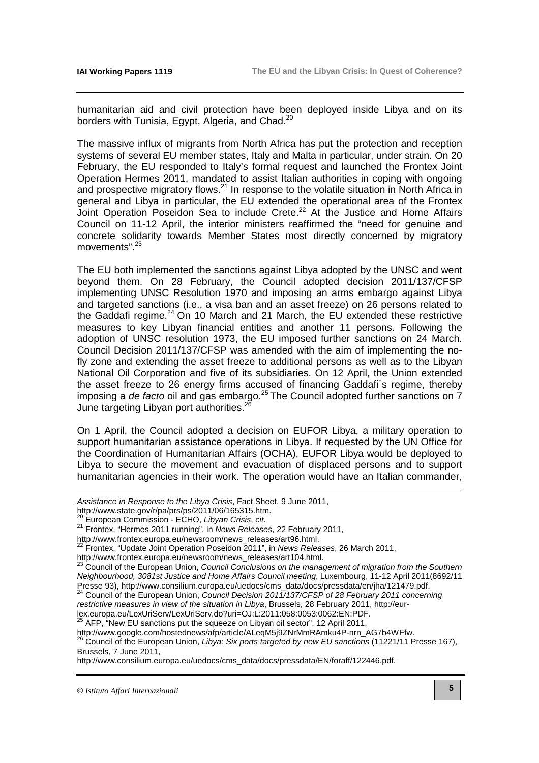humanitarian aid and civil protection have been deployed inside Libya and on its borders with Tunisia, Egypt, Algeria, and Chad.[20]

The massive influx of migrants from North Africa has put the protection and reception systems of several EU member states, Italy and Malta in particular, under strain. On 20 February, the EU responded to Italy's formal request and launched the Frontex Joint Operation Hermes 2011, mandated to assist Italian authorities in coping with ongoing and prospective migratory flows.[21] In response to the volatile situation in North Africa in general and Libya in particular, the EU extended the operational area of the Frontex Joint Operation Poseidon Sea to include Crete.[22] At the Justice and Home Affairs Council on 11-12 April, the interior ministers reaffirmed the "need for genuine and concrete solidarity towards Member States most directly concerned by migratory movements".[23]

The EU both implemented the sanctions against Libya adopted by the UNSC and went beyond them. On 28 February, the Council adopted decision 2011/137/CFSP implementing UNSC Resolution 1970 and imposing an arms embargo against Libya and targeted sanctions (i.e., a visa ban and an asset freeze) on 26 persons related to the Gaddafi regime.[24] On 10 March and 21 March, the EU extended these restrictive measures to key Libyan financial entities and another 11 persons. Following the adoption of UNSC resolution 1973, the EU imposed further sanctions on 24 March. Council Decision 2011/137/CFSP was amended with the aim of implementing the no-fly zone and extending the asset freeze to additional persons as well as to the Libyan National Oil Corporation and five of its subsidiaries. On 12 April, the Union extended the asset freeze to 26 energy firms accused of financing Gaddafi´s regime, thereby imposing a *de facto* oil and gas embargo.[25] The Council adopted further sanctions on 7 June targeting Libyan port authorities.[26]

On 1 April, the Council adopted a decision on EUFOR Libya, a military operation to support humanitarian assistance operations in Libya. If requested by the UN Office for the Coordination of Humanitarian Affairs (OCHA), EUFOR Libya would be deployed to Libya to secure the movement and evacuation of displaced persons and to support humanitarian agencies in their work. The operation would have an Italian commander,

---

*Assistance in Response to the Libya Crisis*, Fact Sheet, 9 June 2011, http://www.state.gov/r/pa/prs/ps/2011/06/165315.htm.

[20] European Commission - ECHO, *Libyan Crisis*, *cit*.

[21] Frontex, "Hermes 2011 running", in *News Releases*, 22 February 2011, http://www.frontex.europa.eu/newsroom/news_releases/art96.html.

[22] Frontex, "Update Joint Operation Poseidon 2011", in *News Releases*, 26 March 2011, http://www.frontex.europa.eu/newsroom/news_releases/art104.html.

[23] Council of the European Union, *Council Conclusions on the management of migration from the Southern Neighbourhood, 3081st Justice and Home Affairs Council meeting*, Luxembourg, 11-12 April 2011(8692/11 Presse 93), http://www.consilium.europa.eu/uedocs/cms_data/docs/pressdata/en/jha/121479.pdf.

[24] Council of the European Union, *Council Decision 2011/137/CFSP of 28 February 2011 concerning restrictive measures in view of the situation in Libya*, Brussels, 28 February 2011, http://eur-lex.europa.eu/LexUriServ/LexUriServ.do?uri=OJ:L:2011:058:0053:0062:EN:PDF.

[25] AFP, "New EU sanctions put the squeeze on Libyan oil sector", 12 April 2011, http://www.google.com/hostednews/afp/article/ALeqM5j9ZNrMmRAmku4P-nrn_AG7b4WFfw.

[26] Council of the European Union, *Libya: Six ports targeted by new EU sanctions* (11221/11 Presse 167), Brussels, 7 June 2011, http://www.consilium.europa.eu/uedocs/cms_data/docs/pressdata/EN/foraff/122446.pdf.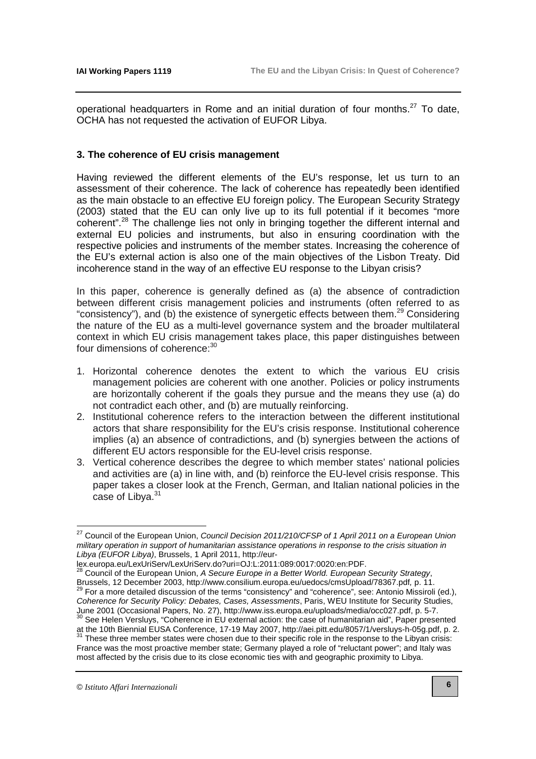operational headquarters in Rome and an initial duration of four months.[27] To date, OCHA has not requested the activation of EUFOR Libya.

## 3. The coherence of EU crisis management

Having reviewed the different elements of the EU's response, let us turn to an assessment of their coherence. The lack of coherence has repeatedly been identified as the main obstacle to an effective EU foreign policy. The European Security Strategy (2003) stated that the EU can only live up to its full potential if it becomes "more coherent".[28] The challenge lies not only in bringing together the different internal and external EU policies and instruments, but also in ensuring coordination with the respective policies and instruments of the member states. Increasing the coherence of the EU's external action is also one of the main objectives of the Lisbon Treaty. Did incoherence stand in the way of an effective EU response to the Libyan crisis?

In this paper, coherence is generally defined as (a) the absence of contradiction between different crisis management policies and instruments (often referred to as "consistency"), and (b) the existence of synergetic effects between them.[29] Considering the nature of the EU as a multi-level governance system and the broader multilateral context in which EU crisis management takes place, this paper distinguishes between four dimensions of coherence:[30]

1. Horizontal coherence denotes the extent to which the various EU crisis management policies are coherent with one another. Policies or policy instruments are horizontally coherent if the goals they pursue and the means they use (a) do not contradict each other, and (b) are mutually reinforcing.
2. Institutional coherence refers to the interaction between the different institutional actors that share responsibility for the EU's crisis response. Institutional coherence implies (a) an absence of contradictions, and (b) synergies between the actions of different EU actors responsible for the EU-level crisis response.
3. Vertical coherence describes the degree to which member states' national policies and activities are (a) in line with, and (b) reinforce the EU-level crisis response. This paper takes a closer look at the French, German, and Italian national policies in the case of Libya.[31]

---

[27] Council of the European Union, *Council Decision 2011/210/CFSP of 1 April 2011 on a European Union military operation in support of humanitarian assistance operations in response to the crisis situation in Libya (EUFOR Libya)*, Brussels, 1 April 2011, http://eur-lex.europa.eu/LexUriServ/LexUriServ.do?uri=OJ:L:2011:089:0017:0020:en:PDF.

[28] Council of the European Union, *A Secure Europe in a Better World. European Security Strategy*, Brussels, 12 December 2003, http://www.consilium.europa.eu/uedocs/cmsUpload/78367.pdf, p. 11.

[29] For a more detailed discussion of the terms "consistency" and "coherence", see: Antonio Missiroli (ed.), *Coherence for Security Policy: Debates, Cases, Assessments*, Paris, WEU Institute for Security Studies, June 2001 (Occasional Papers, No. 27), http://www.iss.europa.eu/uploads/media/occ027.pdf, p. 5-7.

[30] See Helen Versluys, "Coherence in EU external action: the case of humanitarian aid", Paper presented at the 10th Biennial EUSA Conference, 17-19 May 2007, http://aei.pitt.edu/8057/1/versluys-h-05g.pdf, p. 2.

[31] These three member states were chosen due to their specific role in the response to the Libyan crisis: France was the most proactive member state; Germany played a role of "reluctant power"; and Italy was most affected by the crisis due to its close economic ties with and geographic proximity to Libya.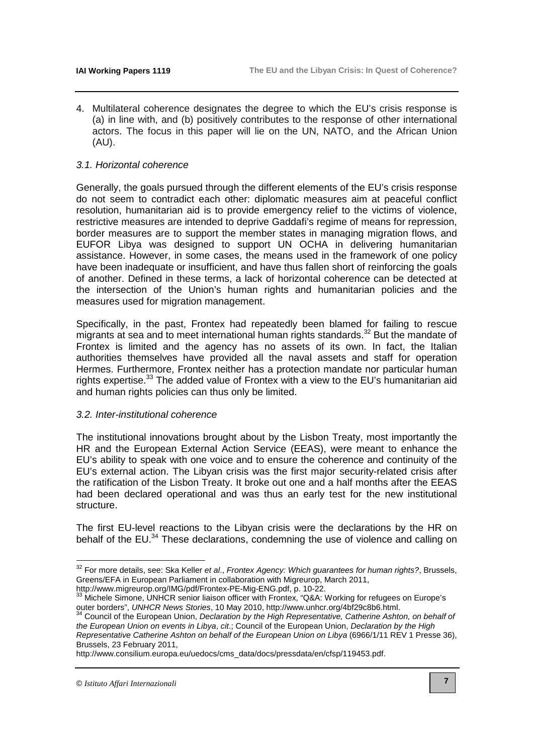4. Multilateral coherence designates the degree to which the EU's crisis response is (a) in line with, and (b) positively contributes to the response of other international actors. The focus in this paper will lie on the UN, NATO, and the African Union (AU).

### *3.1. Horizontal coherence*

Generally, the goals pursued through the different elements of the EU's crisis response do not seem to contradict each other: diplomatic measures aim at peaceful conflict resolution, humanitarian aid is to provide emergency relief to the victims of violence, restrictive measures are intended to deprive Gaddafi's regime of means for repression, border measures are to support the member states in managing migration flows, and EUFOR Libya was designed to support UN OCHA in delivering humanitarian assistance. However, in some cases, the means used in the framework of one policy have been inadequate or insufficient, and have thus fallen short of reinforcing the goals of another. Defined in these terms, a lack of horizontal coherence can be detected at the intersection of the Union's human rights and humanitarian policies and the measures used for migration management.

Specifically, in the past, Frontex had repeatedly been blamed for failing to rescue migrants at sea and to meet international human rights standards.[32] But the mandate of Frontex is limited and the agency has no assets of its own. In fact, the Italian authorities themselves have provided all the naval assets and staff for operation Hermes. Furthermore, Frontex neither has a protection mandate nor particular human rights expertise.[33] The added value of Frontex with a view to the EU's humanitarian aid and human rights policies can thus only be limited.

### *3.2. Inter-institutional coherence*

The institutional innovations brought about by the Lisbon Treaty, most importantly the HR and the European External Action Service (EEAS), were meant to enhance the EU's ability to speak with one voice and to ensure the coherence and continuity of the EU's external action. The Libyan crisis was the first major security-related crisis after the ratification of the Lisbon Treaty. It broke out one and a half months after the EEAS had been declared operational and was thus an early test for the new institutional structure.

The first EU-level reactions to the Libyan crisis were the declarations by the HR on behalf of the EU.[34] These declarations, condemning the use of violence and calling on

---

[32] For more details, see: Ska Keller *et al.*, *Frontex Agency: Which guarantees for human rights?*, Brussels, Greens/EFA in European Parliament in collaboration with Migreurop, March 2011, http://www.migreurop.org/IMG/pdf/Frontex-PE-Mig-ENG.pdf, p. 10-22.

[33] Michele Simone, UNHCR senior liaison officer with Frontex, "Q&A: Working for refugees on Europe's outer borders", *UNHCR News Stories*, 10 May 2010, http://www.unhcr.org/4bf29c8b6.html.

[34] Council of the European Union, *Declaration by the High Representative, Catherine Ashton, on behalf of the European Union on events in Libya*, *cit*.; Council of the European Union, *Declaration by the High Representative Catherine Ashton on behalf of the European Union on Libya* (6966/1/11 REV 1 Presse 36), Brussels, 23 February 2011, http://www.consilium.europa.eu/uedocs/cms_data/docs/pressdata/en/cfsp/119453.pdf.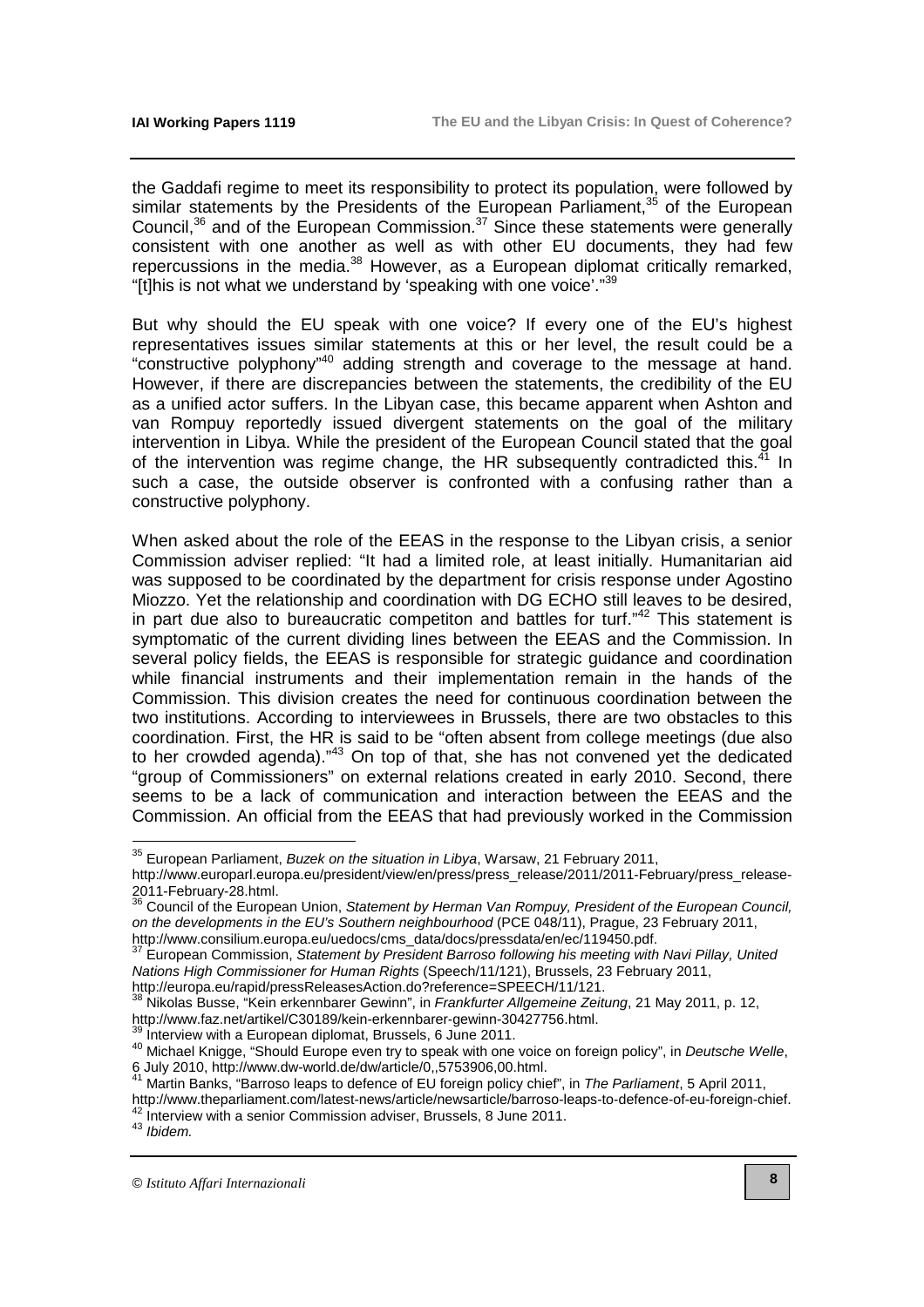the Gaddafi regime to meet its responsibility to protect its population, were followed by similar statements by the Presidents of the European Parliament,[35] of the European Council,[36] and of the European Commission.[37] Since these statements were generally consistent with one another as well as with other EU documents, they had few repercussions in the media.[38] However, as a European diplomat critically remarked, "[t]his is not what we understand by 'speaking with one voice'."[39]

But why should the EU speak with one voice? If every one of the EU's highest representatives issues similar statements at this or her level, the result could be a "constructive polyphony"[40] adding strength and coverage to the message at hand. However, if there are discrepancies between the statements, the credibility of the EU as a unified actor suffers. In the Libyan case, this became apparent when Ashton and van Rompuy reportedly issued divergent statements on the goal of the military intervention in Libya. While the president of the European Council stated that the goal of the intervention was regime change, the HR subsequently contradicted this.[41] In such a case, the outside observer is confronted with a confusing rather than a constructive polyphony.

When asked about the role of the EEAS in the response to the Libyan crisis, a senior Commission adviser replied: "It had a limited role, at least initially. Humanitarian aid was supposed to be coordinated by the department for crisis response under Agostino Miozzo. Yet the relationship and coordination with DG ECHO still leaves to be desired, in part due also to bureaucratic competiton and battles for turf."[42] This statement is symptomatic of the current dividing lines between the EEAS and the Commission. In several policy fields, the EEAS is responsible for strategic guidance and coordination while financial instruments and their implementation remain in the hands of the Commission. This division creates the need for continuous coordination between the two institutions. According to interviewees in Brussels, there are two obstacles to this coordination. First, the HR is said to be "often absent from college meetings (due also to her crowded agenda)."[43] On top of that, she has not convened yet the dedicated "group of Commissioners" on external relations created in early 2010. Second, there seems to be a lack of communication and interaction between the EEAS and the Commission. An official from the EEAS that had previously worked in the Commission

---

[35] European Parliament, *Buzek on the situation in Libya*, Warsaw, 21 February 2011, http://www.europarl.europa.eu/president/view/en/press/press_release/2011/2011-February/press_release-2011-February-28.html.

[36] Council of the European Union, *Statement by Herman Van Rompuy, President of the European Council, on the developments in the EU's Southern neighbourhood* (PCE 048/11), Prague, 23 February 2011, http://www.consilium.europa.eu/uedocs/cms_data/docs/pressdata/en/ec/119450.pdf.

[37] European Commission, *Statement by President Barroso following his meeting with Navi Pillay, United Nations High Commissioner for Human Rights* (Speech/11/121), Brussels, 23 February 2011, http://europa.eu/rapid/pressReleasesAction.do?reference=SPEECH/11/121.

[38] Nikolas Busse, "Kein erkennbarer Gewinn", in *Frankfurter Allgemeine Zeitung*, 21 May 2011, p. 12, http://www.faz.net/artikel/C30189/kein-erkennbarer-gewinn-30427756.html.

[39] Interview with a European diplomat, Brussels, 6 June 2011.

[40] Michael Knigge, "Should Europe even try to speak with one voice on foreign policy", in *Deutsche Welle*, 6 July 2010, http://www.dw-world.de/dw/article/0,,5753906,00.html.

[41] Martin Banks, "Barroso leaps to defence of EU foreign policy chief", in *The Parliament*, 5 April 2011, http://www.theparliament.com/latest-news/article/newsarticle/barroso-leaps-to-defence-of-eu-foreign-chief.

[42] Interview with a senior Commission adviser, Brussels, 8 June 2011.

[43] *Ibidem.*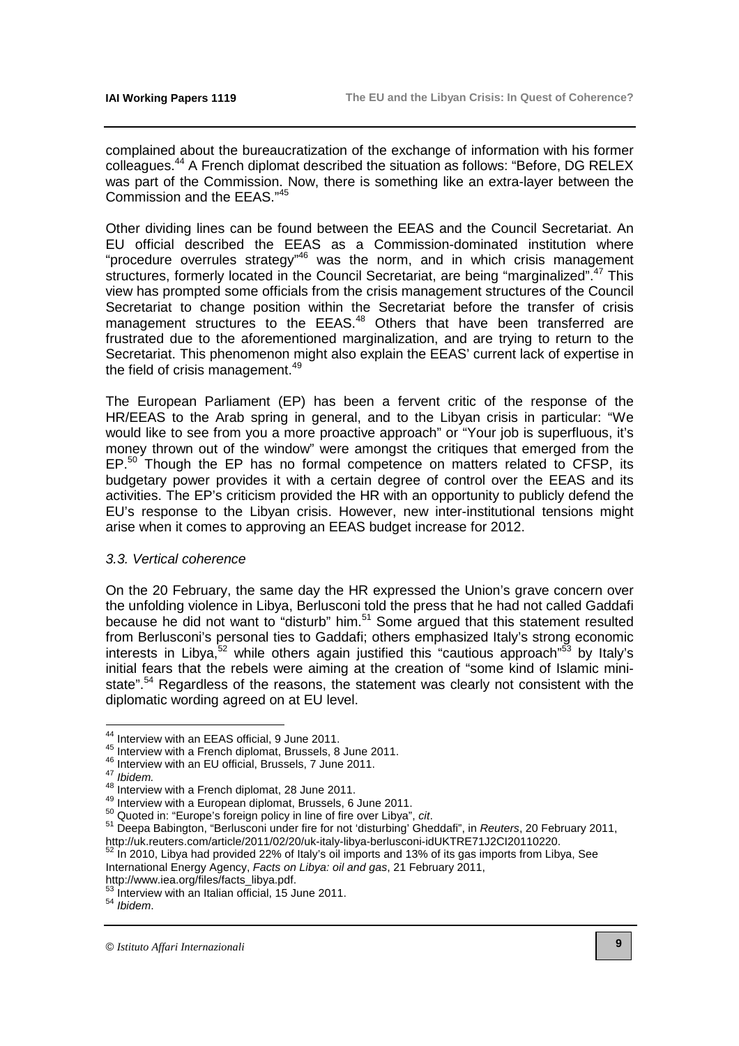complained about the bureaucratization of the exchange of information with his former colleagues.[44] A French diplomat described the situation as follows: "Before, DG RELEX was part of the Commission. Now, there is something like an extra-layer between the Commission and the EEAS."[45]

Other dividing lines can be found between the EEAS and the Council Secretariat. An EU official described the EEAS as a Commission-dominated institution where "procedure overrules strategy"[46] was the norm, and in which crisis management structures, formerly located in the Council Secretariat, are being "marginalized".[47] This view has prompted some officials from the crisis management structures of the Council Secretariat to change position within the Secretariat before the transfer of crisis management structures to the EEAS.[48] Others that have been transferred are frustrated due to the aforementioned marginalization, and are trying to return to the Secretariat. This phenomenon might also explain the EEAS' current lack of expertise in the field of crisis management.[49]

The European Parliament (EP) has been a fervent critic of the response of the HR/EEAS to the Arab spring in general, and to the Libyan crisis in particular: "We would like to see from you a more proactive approach" or "Your job is superfluous, it's money thrown out of the window" were amongst the critiques that emerged from the EP.[50] Though the EP has no formal competence on matters related to CFSP, its budgetary power provides it with a certain degree of control over the EEAS and its activities. The EP's criticism provided the HR with an opportunity to publicly defend the EU's response to the Libyan crisis. However, new inter-institutional tensions might arise when it comes to approving an EEAS budget increase for 2012.

### *3.3. Vertical coherence*

On the 20 February, the same day the HR expressed the Union's grave concern over the unfolding violence in Libya, Berlusconi told the press that he had not called Gaddafi because he did not want to "disturb" him.[51] Some argued that this statement resulted from Berlusconi's personal ties to Gaddafi; others emphasized Italy's strong economic interests in Libya,[52] while others again justified this "cautious approach"[53] by Italy's initial fears that the rebels were aiming at the creation of "some kind of Islamic mini-state".[54] Regardless of the reasons, the statement was clearly not consistent with the diplomatic wording agreed on at EU level.

---

[44] Interview with an EEAS official, 9 June 2011.

[45] Interview with a French diplomat, Brussels, 8 June 2011.

[46] Interview with an EU official, Brussels, 7 June 2011.

[47] *Ibidem.*

[48] Interview with a French diplomat, 28 June 2011.

[49] Interview with a European diplomat, Brussels, 6 June 2011.

[50] Quoted in: "Europe's foreign policy in line of fire over Libya", *cit*.

[51] Deepa Babington, "Berlusconi under fire for not 'disturbing' Gheddafi", in *Reuters*, 20 February 2011, http://uk.reuters.com/article/2011/02/20/uk-italy-libya-berlusconi-idUKTRE71J2CI20110220.

[52] In 2010, Libya had provided 22% of Italy's oil imports and 13% of its gas imports from Libya, See International Energy Agency, *Facts on Libya: oil and gas*, 21 February 2011, http://www.iea.org/files/facts_libya.pdf.

[53] Interview with an Italian official, 15 June 2011.

[54] *Ibidem*.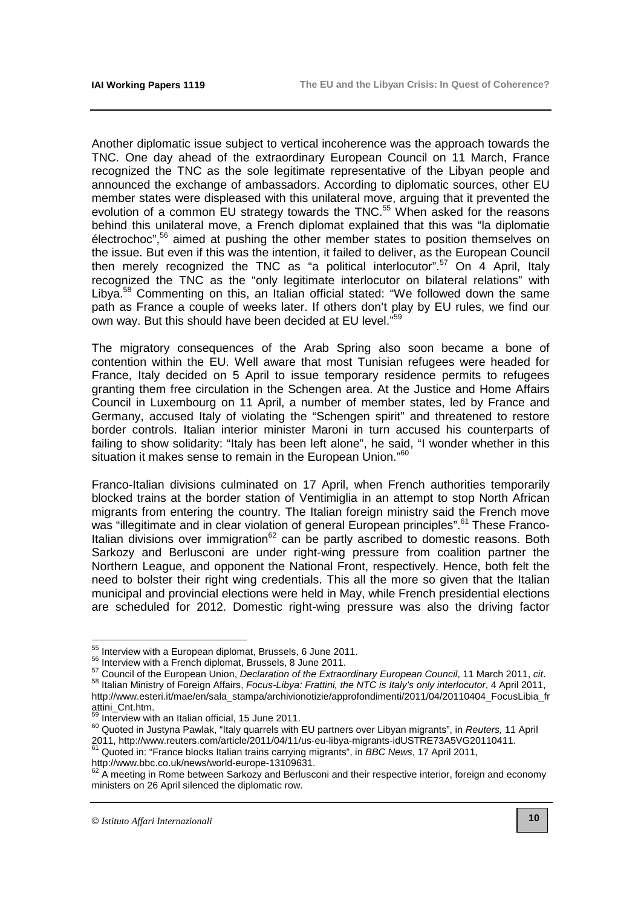Another diplomatic issue subject to vertical incoherence was the approach towards the TNC. One day ahead of the extraordinary European Council on 11 March, France recognized the TNC as the sole legitimate representative of the Libyan people and announced the exchange of ambassadors. According to diplomatic sources, other EU member states were displeased with this unilateral move, arguing that it prevented the evolution of a common EU strategy towards the TNC.[55] When asked for the reasons behind this unilateral move, a French diplomat explained that this was "la diplomatie électrochoc",[56] aimed at pushing the other member states to position themselves on the issue. But even if this was the intention, it failed to deliver, as the European Council then merely recognized the TNC as "a political interlocutor".[57] On 4 April, Italy recognized the TNC as the "only legitimate interlocutor on bilateral relations" with Libya.[58] Commenting on this, an Italian official stated: "We followed down the same path as France a couple of weeks later. If others don't play by EU rules, we find our own way. But this should have been decided at EU level."[59]

The migratory consequences of the Arab Spring also soon became a bone of contention within the EU. Well aware that most Tunisian refugees were headed for France, Italy decided on 5 April to issue temporary residence permits to refugees granting them free circulation in the Schengen area. At the Justice and Home Affairs Council in Luxembourg on 11 April, a number of member states, led by France and Germany, accused Italy of violating the "Schengen spirit" and threatened to restore border controls. Italian interior minister Maroni in turn accused his counterparts of failing to show solidarity: "Italy has been left alone", he said, "I wonder whether in this situation it makes sense to remain in the European Union."[60]

Franco-Italian divisions culminated on 17 April, when French authorities temporarily blocked trains at the border station of Ventimiglia in an attempt to stop North African migrants from entering the country. The Italian foreign ministry said the French move was "illegitimate and in clear violation of general European principles".[61] These Franco-Italian divisions over immigration[62] can be partly ascribed to domestic reasons. Both Sarkozy and Berlusconi are under right-wing pressure from coalition partner the Northern League, and opponent the National Front, respectively. Hence, both felt the need to bolster their right wing credentials. This all the more so given that the Italian municipal and provincial elections were held in May, while French presidential elections are scheduled for 2012. Domestic right-wing pressure was also the driving factor

---

[55] Interview with a European diplomat, Brussels, 6 June 2011.

[56] Interview with a French diplomat, Brussels, 8 June 2011.

[57] Council of the European Union, *Declaration of the Extraordinary European Council*, 11 March 2011, *cit*.

[58] Italian Ministry of Foreign Affairs, *Focus-Libya: Frattini, the NTC is Italy's only interlocutor*, 4 April 2011, http://www.esteri.it/mae/en/sala_stampa/archivionotizie/approfondimenti/2011/04/20110404_FocusLibia_frattini_Cnt.htm.

[59] Interview with an Italian official, 15 June 2011.

[60] Quoted in Justyna Pawlak, "Italy quarrels with EU partners over Libyan migrants", in *Reuters,* 11 April 2011, http://www.reuters.com/article/2011/04/11/us-eu-libya-migrants-idUSTRE73A5VG20110411.

[61] Quoted in: "France blocks Italian trains carrying migrants", in *BBC News*, 17 April 2011, http://www.bbc.co.uk/news/world-europe-13109631.

[62] A meeting in Rome between Sarkozy and Berlusconi and their respective interior, foreign and economy ministers on 26 April silenced the diplomatic row.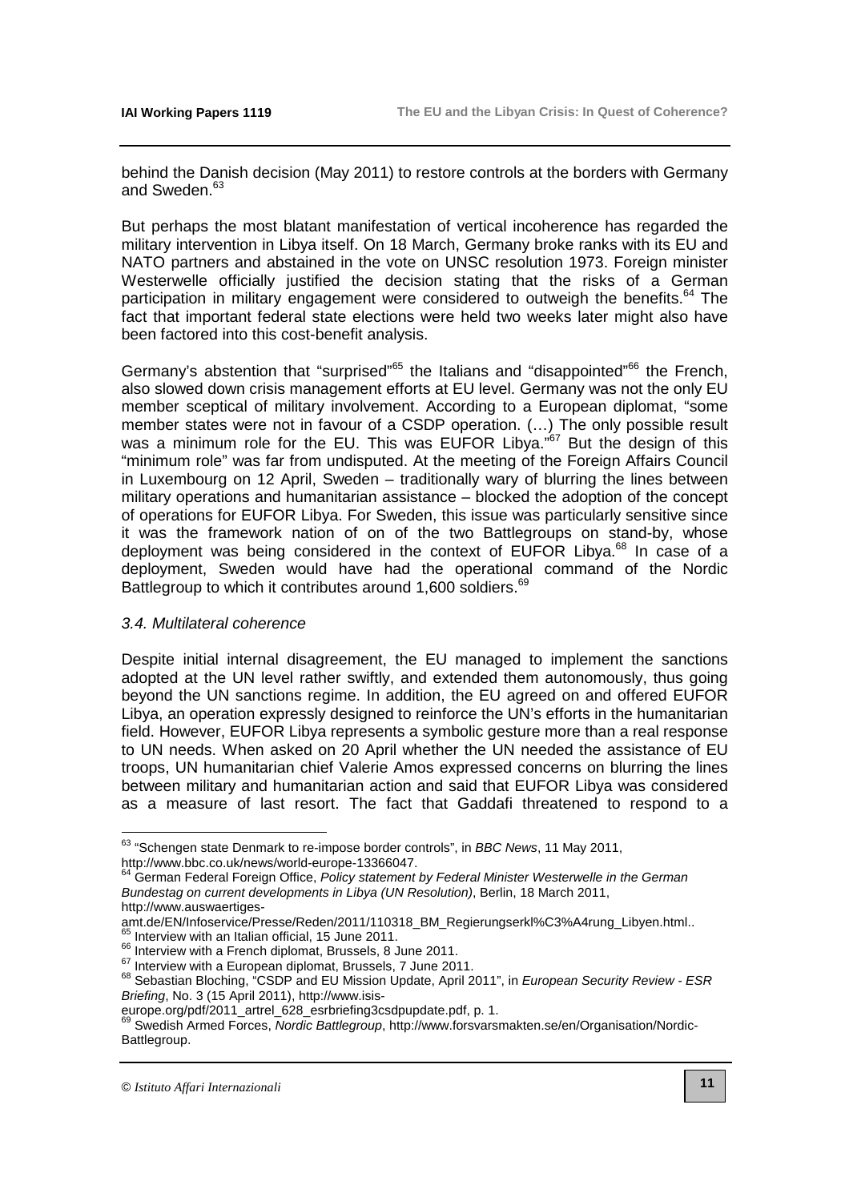behind the Danish decision (May 2011) to restore controls at the borders with Germany and Sweden.[63]

But perhaps the most blatant manifestation of vertical incoherence has regarded the military intervention in Libya itself. On 18 March, Germany broke ranks with its EU and NATO partners and abstained in the vote on UNSC resolution 1973. Foreign minister Westerwelle officially justified the decision stating that the risks of a German participation in military engagement were considered to outweigh the benefits.[64] The fact that important federal state elections were held two weeks later might also have been factored into this cost-benefit analysis.

Germany's abstention that "surprised"[65] the Italians and "disappointed"[66] the French, also slowed down crisis management efforts at EU level. Germany was not the only EU member sceptical of military involvement. According to a European diplomat, "some member states were not in favour of a CSDP operation. (…) The only possible result was a minimum role for the EU. This was EUFOR Libya."[67] But the design of this "minimum role" was far from undisputed. At the meeting of the Foreign Affairs Council in Luxembourg on 12 April, Sweden – traditionally wary of blurring the lines between military operations and humanitarian assistance – blocked the adoption of the concept of operations for EUFOR Libya. For Sweden, this issue was particularly sensitive since it was the framework nation of on of the two Battlegroups on stand-by, whose deployment was being considered in the context of EUFOR Libya.[68] In case of a deployment, Sweden would have had the operational command of the Nordic Battlegroup to which it contributes around 1,600 soldiers.[69]

### *3.4. Multilateral coherence*

Despite initial internal disagreement, the EU managed to implement the sanctions adopted at the UN level rather swiftly, and extended them autonomously, thus going beyond the UN sanctions regime. In addition, the EU agreed on and offered EUFOR Libya, an operation expressly designed to reinforce the UN's efforts in the humanitarian field. However, EUFOR Libya represents a symbolic gesture more than a real response to UN needs. When asked on 20 April whether the UN needed the assistance of EU troops, UN humanitarian chief Valerie Amos expressed concerns on blurring the lines between military and humanitarian action and said that EUFOR Libya was considered as a measure of last resort. The fact that Gaddafi threatened to respond to a

---

[63] "Schengen state Denmark to re-impose border controls", in *BBC News*, 11 May 2011, http://www.bbc.co.uk/news/world-europe-13366047.

[64] German Federal Foreign Office, *Policy statement by Federal Minister Westerwelle in the German Bundestag on current developments in Libya (UN Resolution)*, Berlin, 18 March 2011, http://www.auswaertiges-amt.de/EN/Infoservice/Presse/Reden/2011/110318_BM_Regierungserkl%C3%A4rung_Libyen.html..

[65] Interview with an Italian official, 15 June 2011.

[66] Interview with a French diplomat, Brussels, 8 June 2011.

[67] Interview with a European diplomat, Brussels, 7 June 2011.

[68] Sebastian Bloching, "CSDP and EU Mission Update, April 2011", in *European Security Review - ESR Briefing*, No. 3 (15 April 2011), http://www.isis-europe.org/pdf/2011_artrel_628_esrbriefing3csdpupdate.pdf, p. 1.

[69] Swedish Armed Forces, *Nordic Battlegroup*, http://www.forsvarsmakten.se/en/Organisation/Nordic-Battlegroup.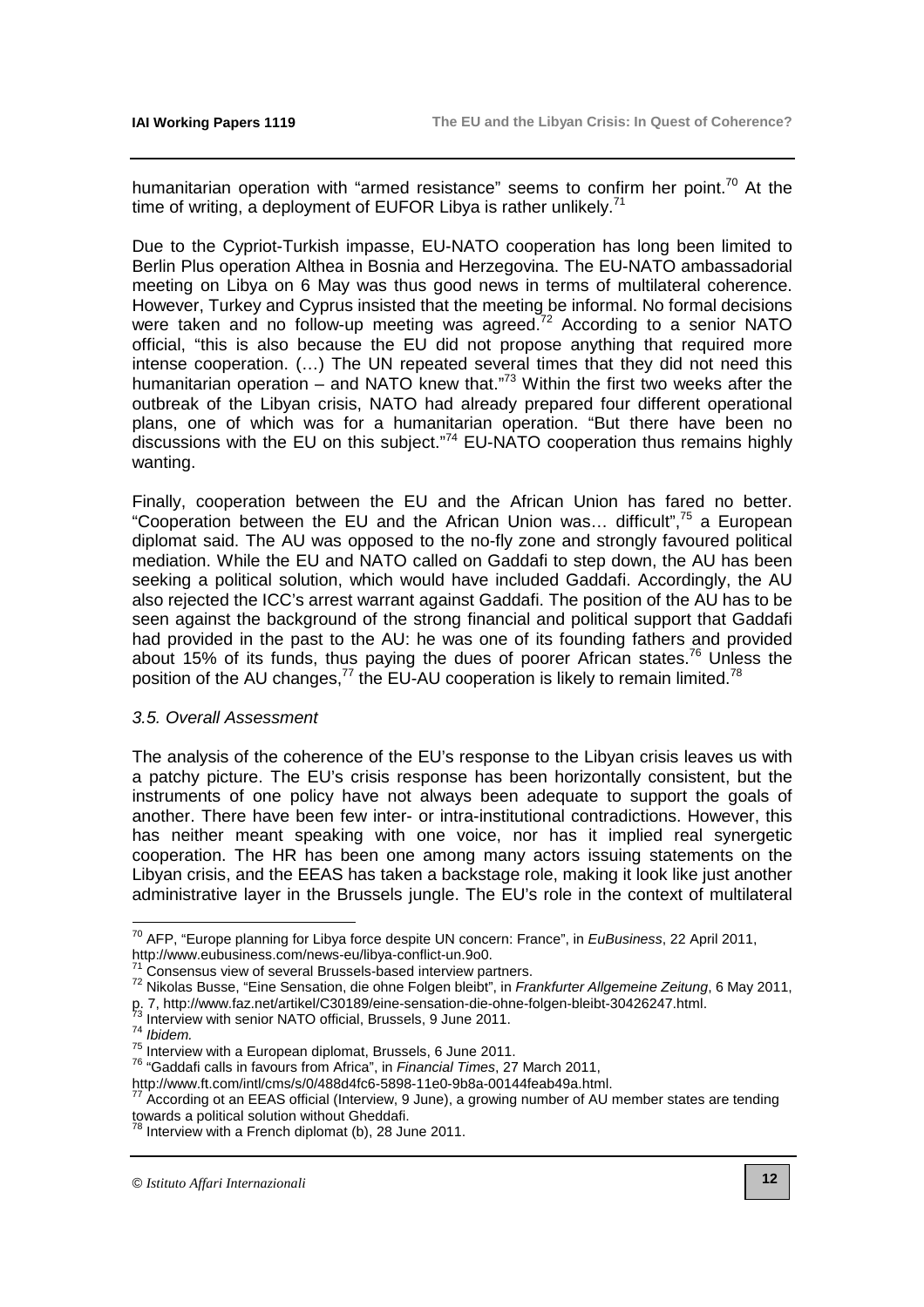humanitarian operation with "armed resistance" seems to confirm her point.[70] At the time of writing, a deployment of EUFOR Libya is rather unlikely.[71]

Due to the Cypriot-Turkish impasse, EU-NATO cooperation has long been limited to Berlin Plus operation Althea in Bosnia and Herzegovina. The EU-NATO ambassadorial meeting on Libya on 6 May was thus good news in terms of multilateral coherence. However, Turkey and Cyprus insisted that the meeting be informal. No formal decisions were taken and no follow-up meeting was agreed.[72] According to a senior NATO official, "this is also because the EU did not propose anything that required more intense cooperation. (…) The UN repeated several times that they did not need this humanitarian operation – and NATO knew that."[73] Within the first two weeks after the outbreak of the Libyan crisis, NATO had already prepared four different operational plans, one of which was for a humanitarian operation. "But there have been no discussions with the EU on this subject."[74] EU-NATO cooperation thus remains highly wanting.

Finally, cooperation between the EU and the African Union has fared no better. "Cooperation between the EU and the African Union was… difficult",[75] a European diplomat said. The AU was opposed to the no-fly zone and strongly favoured political mediation. While the EU and NATO called on Gaddafi to step down, the AU has been seeking a political solution, which would have included Gaddafi. Accordingly, the AU also rejected the ICC's arrest warrant against Gaddafi. The position of the AU has to be seen against the background of the strong financial and political support that Gaddafi had provided in the past to the AU: he was one of its founding fathers and provided about 15% of its funds, thus paying the dues of poorer African states.[76] Unless the position of the AU changes,[77] the EU-AU cooperation is likely to remain limited.[78]

### *3.5. Overall Assessment*

The analysis of the coherence of the EU's response to the Libyan crisis leaves us with a patchy picture. The EU's crisis response has been horizontally consistent, but the instruments of one policy have not always been adequate to support the goals of another. There have been few inter- or intra-institutional contradictions. However, this has neither meant speaking with one voice, nor has it implied real synergetic cooperation. The HR has been one among many actors issuing statements on the Libyan crisis, and the EEAS has taken a backstage role, making it look like just another administrative layer in the Brussels jungle. The EU's role in the context of multilateral

---

[70] AFP, "Europe planning for Libya force despite UN concern: France", in *EuBusiness*, 22 April 2011, http://www.eubusiness.com/news-eu/libya-conflict-un.9o0.

[71] Consensus view of several Brussels-based interview partners.

[72] Nikolas Busse, "Eine Sensation, die ohne Folgen bleibt", in *Frankfurter Allgemeine Zeitung*, 6 May 2011, p. 7, http://www.faz.net/artikel/C30189/eine-sensation-die-ohne-folgen-bleibt-30426247.html.

[73] Interview with senior NATO official, Brussels, 9 June 2011.

[74] *Ibidem.*

[75] Interview with a European diplomat, Brussels, 6 June 2011.

[76] "Gaddafi calls in favours from Africa", in *Financial Times*, 27 March 2011, http://www.ft.com/intl/cms/s/0/488d4fc6-5898-11e0-9b8a-00144feab49a.html.

[77] According ot an EEAS official (Interview, 9 June), a growing number of AU member states are tending towards a political solution without Gheddafi.

[78] Interview with a French diplomat (b), 28 June 2011.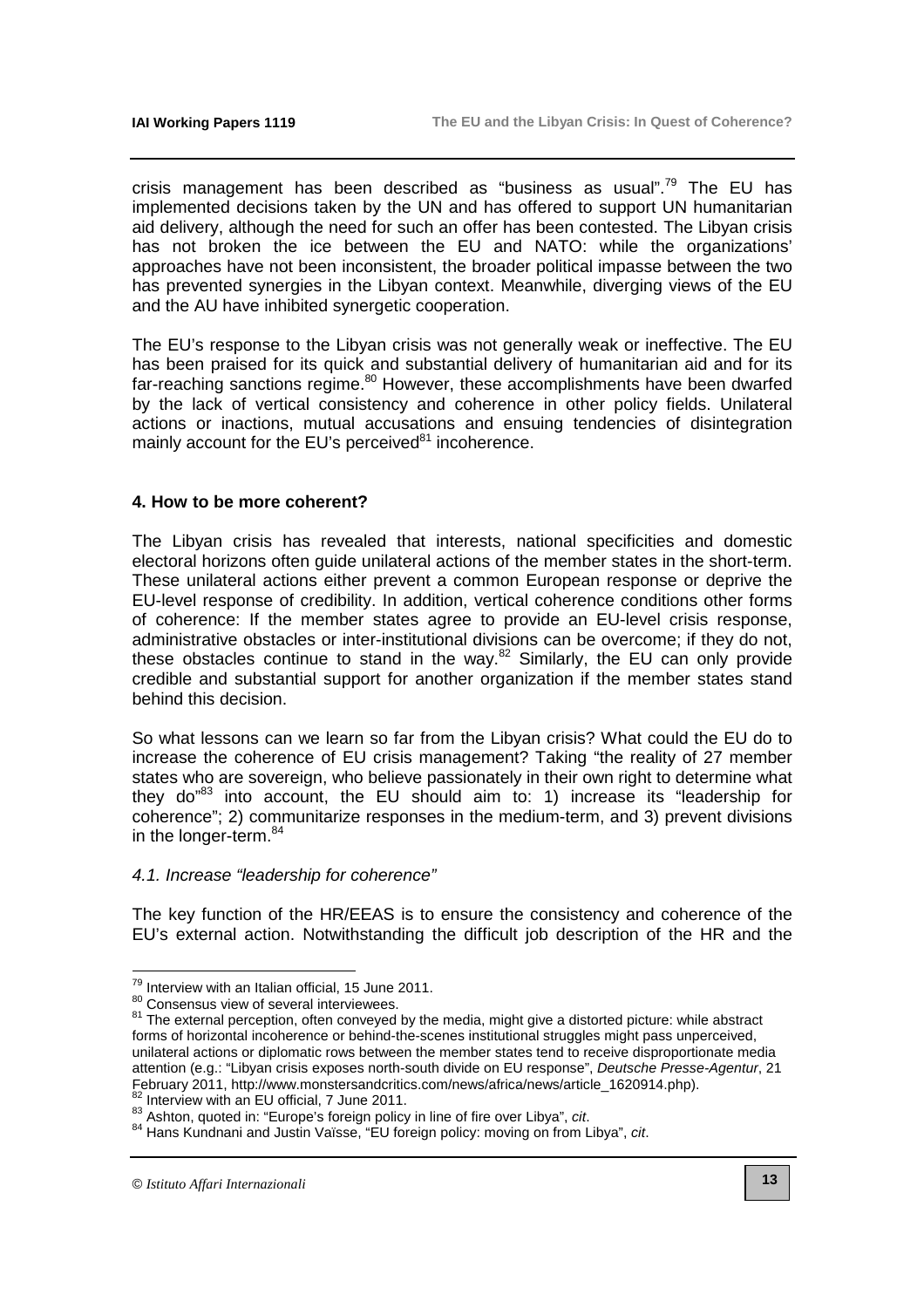crisis management has been described as "business as usual".[79] The EU has implemented decisions taken by the UN and has offered to support UN humanitarian aid delivery, although the need for such an offer has been contested. The Libyan crisis has not broken the ice between the EU and NATO: while the organizations' approaches have not been inconsistent, the broader political impasse between the two has prevented synergies in the Libyan context. Meanwhile, diverging views of the EU and the AU have inhibited synergetic cooperation.

The EU's response to the Libyan crisis was not generally weak or ineffective. The EU has been praised for its quick and substantial delivery of humanitarian aid and for its far-reaching sanctions regime.[80] However, these accomplishments have been dwarfed by the lack of vertical consistency and coherence in other policy fields. Unilateral actions or inactions, mutual accusations and ensuing tendencies of disintegration mainly account for the EU's perceived[81] incoherence.

## 4. How to be more coherent?

The Libyan crisis has revealed that interests, national specificities and domestic electoral horizons often guide unilateral actions of the member states in the short-term. These unilateral actions either prevent a common European response or deprive the EU-level response of credibility. In addition, vertical coherence conditions other forms of coherence: If the member states agree to provide an EU-level crisis response, administrative obstacles or inter-institutional divisions can be overcome; if they do not, these obstacles continue to stand in the way.[82] Similarly, the EU can only provide credible and substantial support for another organization if the member states stand behind this decision.

So what lessons can we learn so far from the Libyan crisis? What could the EU do to increase the coherence of EU crisis management? Taking "the reality of 27 member states who are sovereign, who believe passionately in their own right to determine what they do"[83] into account, the EU should aim to: 1) increase its "leadership for coherence"; 2) communitarize responses in the medium-term, and 3) prevent divisions in the longer-term.[84]

### *4.1. Increase "leadership for coherence"*

The key function of the HR/EEAS is to ensure the consistency and coherence of the EU's external action. Notwithstanding the difficult job description of the HR and the

---

[79] Interview with an Italian official, 15 June 2011.

[80] Consensus view of several interviewees.

[81] The external perception, often conveyed by the media, might give a distorted picture: while abstract forms of horizontal incoherence or behind-the-scenes institutional struggles might pass unperceived, unilateral actions or diplomatic rows between the member states tend to receive disproportionate media attention (e.g.: "Libyan crisis exposes north-south divide on EU response", *Deutsche Presse-Agentur*, 21 February 2011, http://www.monstersandcritics.com/news/africa/news/article_1620914.php).

[82] Interview with an EU official, 7 June 2011.

[83] Ashton, quoted in: "Europe's foreign policy in line of fire over Libya", *cit*.

[84] Hans Kundnani and Justin Vaïsse, "EU foreign policy: moving on from Libya", *cit*.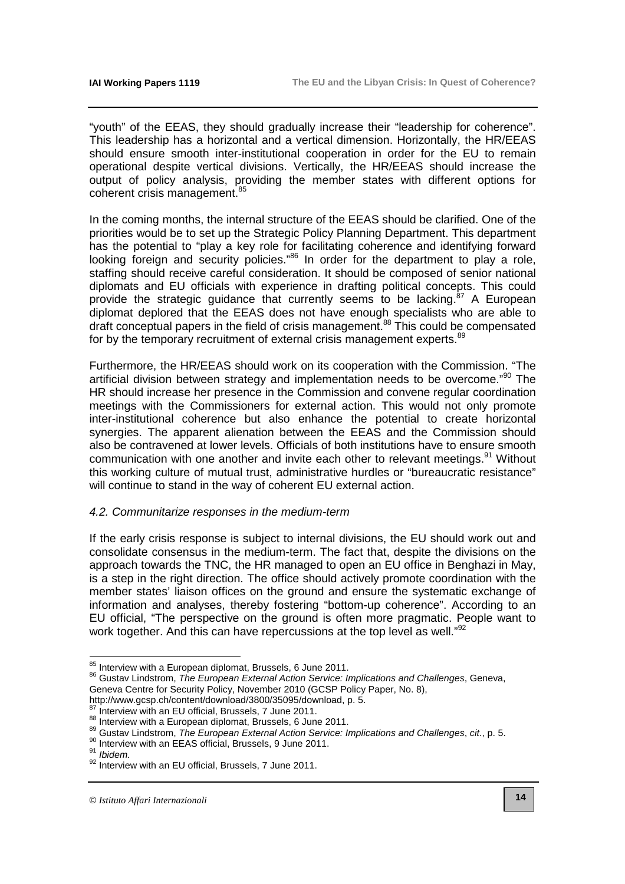"youth" of the EEAS, they should gradually increase their "leadership for coherence". This leadership has a horizontal and a vertical dimension. Horizontally, the HR/EEAS should ensure smooth inter-institutional cooperation in order for the EU to remain operational despite vertical divisions. Vertically, the HR/EEAS should increase the output of policy analysis, providing the member states with different options for coherent crisis management.[85]

In the coming months, the internal structure of the EEAS should be clarified. One of the priorities would be to set up the Strategic Policy Planning Department. This department has the potential to "play a key role for facilitating coherence and identifying forward looking foreign and security policies."[86] In order for the department to play a role, staffing should receive careful consideration. It should be composed of senior national diplomats and EU officials with experience in drafting political concepts. This could provide the strategic guidance that currently seems to be lacking.[87] A European diplomat deplored that the EEAS does not have enough specialists who are able to draft conceptual papers in the field of crisis management.[88] This could be compensated for by the temporary recruitment of external crisis management experts.[89]

Furthermore, the HR/EEAS should work on its cooperation with the Commission. "The artificial division between strategy and implementation needs to be overcome."[90] The HR should increase her presence in the Commission and convene regular coordination meetings with the Commissioners for external action. This would not only promote inter-institutional coherence but also enhance the potential to create horizontal synergies. The apparent alienation between the EEAS and the Commission should also be contravened at lower levels. Officials of both institutions have to ensure smooth communication with one another and invite each other to relevant meetings.[91] Without this working culture of mutual trust, administrative hurdles or "bureaucratic resistance" will continue to stand in the way of coherent EU external action.

### *4.2. Communitarize responses in the medium-term*

If the early crisis response is subject to internal divisions, the EU should work out and consolidate consensus in the medium-term. The fact that, despite the divisions on the approach towards the TNC, the HR managed to open an EU office in Benghazi in May, is a step in the right direction. The office should actively promote coordination with the member states' liaison offices on the ground and ensure the systematic exchange of information and analyses, thereby fostering "bottom-up coherence". According to an EU official, "The perspective on the ground is often more pragmatic. People want to work together. And this can have repercussions at the top level as well."[92]

---

[85] Interview with a European diplomat, Brussels, 6 June 2011.

[86] Gustav Lindstrom, *The European External Action Service: Implications and Challenges*, Geneva, Geneva Centre for Security Policy, November 2010 (GCSP Policy Paper, No. 8), http://www.gcsp.ch/content/download/3800/35095/download, p. 5.

[87] Interview with an EU official, Brussels, 7 June 2011.

[88] Interview with a European diplomat, Brussels, 6 June 2011.

[89] Gustav Lindstrom, *The European External Action Service: Implications and Challenges*, *cit*., p. 5.

[90] Interview with an EEAS official, Brussels, 9 June 2011.

[91] *Ibidem.*

[92] Interview with an EU official, Brussels, 7 June 2011.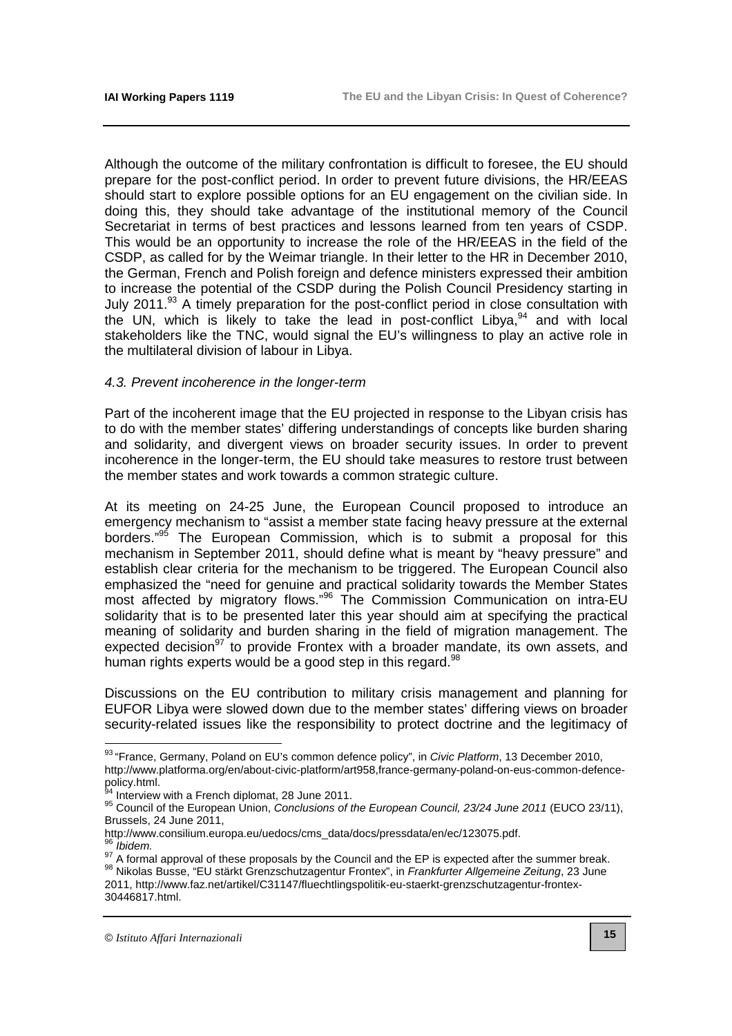Although the outcome of the military confrontation is difficult to foresee, the EU should prepare for the post-conflict period. In order to prevent future divisions, the HR/EEAS should start to explore possible options for an EU engagement on the civilian side. In doing this, they should take advantage of the institutional memory of the Council Secretariat in terms of best practices and lessons learned from ten years of CSDP. This would be an opportunity to increase the role of the HR/EEAS in the field of the CSDP, as called for by the Weimar triangle. In their letter to the HR in December 2010, the German, French and Polish foreign and defence ministers expressed their ambition to increase the potential of the CSDP during the Polish Council Presidency starting in July 2011.[93] A timely preparation for the post-conflict period in close consultation with the UN, which is likely to take the lead in post-conflict Libya,[94] and with local stakeholders like the TNC, would signal the EU's willingness to play an active role in the multilateral division of labour in Libya.

### *4.3. Prevent incoherence in the longer-term*

Part of the incoherent image that the EU projected in response to the Libyan crisis has to do with the member states' differing understandings of concepts like burden sharing and solidarity, and divergent views on broader security issues. In order to prevent incoherence in the longer-term, the EU should take measures to restore trust between the member states and work towards a common strategic culture.

At its meeting on 24-25 June, the European Council proposed to introduce an emergency mechanism to "assist a member state facing heavy pressure at the external borders."[95] The European Commission, which is to submit a proposal for this mechanism in September 2011, should define what is meant by "heavy pressure" and establish clear criteria for the mechanism to be triggered. The European Council also emphasized the "need for genuine and practical solidarity towards the Member States most affected by migratory flows."[96] The Commission Communication on intra-EU solidarity that is to be presented later this year should aim at specifying the practical meaning of solidarity and burden sharing in the field of migration management. The expected decision[97] to provide Frontex with a broader mandate, its own assets, and human rights experts would be a good step in this regard.[98]

Discussions on the EU contribution to military crisis management and planning for EUFOR Libya were slowed down due to the member states' differing views on broader security-related issues like the responsibility to protect doctrine and the legitimacy of

---

[93] "France, Germany, Poland on EU's common defence policy", in *Civic Platform*, 13 December 2010, http://www.platforma.org/en/about-civic-platform/art958,france-germany-poland-on-eus-common-defence-policy.html.

[94] Interview with a French diplomat, 28 June 2011.

[95] Council of the European Union, *Conclusions of the European Council, 23/24 June 2011* (EUCO 23/11), Brussels, 24 June 2011, http://www.consilium.europa.eu/uedocs/cms_data/docs/pressdata/en/ec/123075.pdf.

[96] *Ibidem.*

[97] A formal approval of these proposals by the Council and the EP is expected after the summer break.

[98] Nikolas Busse, "EU stärkt Grenzschutzagentur Frontex", in *Frankfurter Allgemeine Zeitung*, 23 June 2011, http://www.faz.net/artikel/C31147/fluechtlingspolitik-eu-staerkt-grenzschutzagentur-frontex-30446817.html.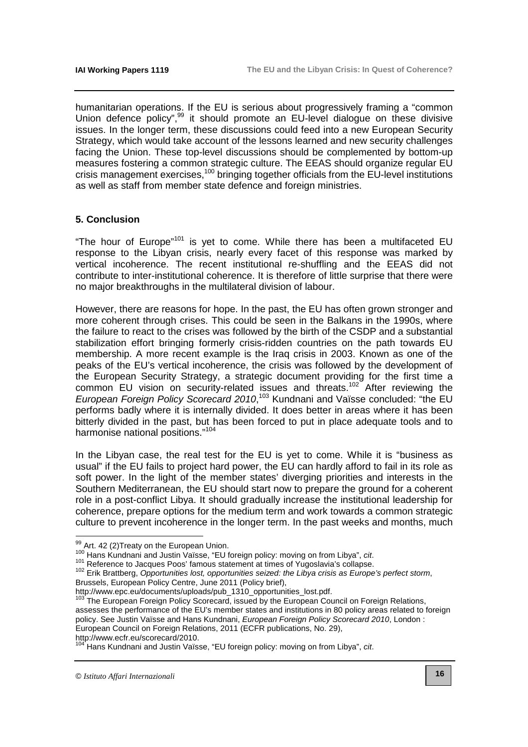humanitarian operations. If the EU is serious about progressively framing a "common Union defence policy",[99] it should promote an EU-level dialogue on these divisive issues. In the longer term, these discussions could feed into a new European Security Strategy, which would take account of the lessons learned and new security challenges facing the Union. These top-level discussions should be complemented by bottom-up measures fostering a common strategic culture. The EEAS should organize regular EU crisis management exercises,[100] bringing together officials from the EU-level institutions as well as staff from member state defence and foreign ministries.

## 5. Conclusion

"The hour of Europe"[101] is yet to come. While there has been a multifaceted EU response to the Libyan crisis, nearly every facet of this response was marked by vertical incoherence. The recent institutional re-shuffling and the EEAS did not contribute to inter-institutional coherence. It is therefore of little surprise that there were no major breakthroughs in the multilateral division of labour.

However, there are reasons for hope. In the past, the EU has often grown stronger and more coherent through crises. This could be seen in the Balkans in the 1990s, where the failure to react to the crises was followed by the birth of the CSDP and a substantial stabilization effort bringing formerly crisis-ridden countries on the path towards EU membership. A more recent example is the Iraq crisis in 2003. Known as one of the peaks of the EU's vertical incoherence, the crisis was followed by the development of the European Security Strategy, a strategic document providing for the first time a common EU vision on security-related issues and threats.[102] After reviewing the *European Foreign Policy Scorecard 2010*,[103] Kundnani and Vaïsse concluded: "the EU performs badly where it is internally divided. It does better in areas where it has been bitterly divided in the past, but has been forced to put in place adequate tools and to harmonise national positions."[104]

In the Libyan case, the real test for the EU is yet to come. While it is "business as usual" if the EU fails to project hard power, the EU can hardly afford to fail in its role as soft power. In the light of the member states' diverging priorities and interests in the Southern Mediterranean, the EU should start now to prepare the ground for a coherent role in a post-conflict Libya. It should gradually increase the institutional leadership for coherence, prepare options for the medium term and work towards a common strategic culture to prevent incoherence in the longer term. In the past weeks and months, much

---

[99] Art. 42 (2)Treaty on the European Union.

[100] Hans Kundnani and Justin Vaïsse, "EU foreign policy: moving on from Libya", *cit*.

[101] Reference to Jacques Poos' famous statement at times of Yugoslavia's collapse.

[102] Erik Brattberg, *Opportunities lost, opportunities seized: the Libya crisis as Europe's perfect storm*, Brussels, European Policy Centre, June 2011 (Policy brief), http://www.epc.eu/documents/uploads/pub_1310_opportunities_lost.pdf.

[103] The European Foreign Policy Scorecard, issued by the European Council on Foreign Relations, assesses the performance of the EU's member states and institutions in 80 policy areas related to foreign policy. See Justin Vaïsse and Hans Kundnani, *European Foreign Policy Scorecard 2010*, London : European Council on Foreign Relations, 2011 (ECFR publications, No. 29), http://www.ecfr.eu/scorecard/2010.

[104] Hans Kundnani and Justin Vaïsse, "EU foreign policy: moving on from Libya", *cit*.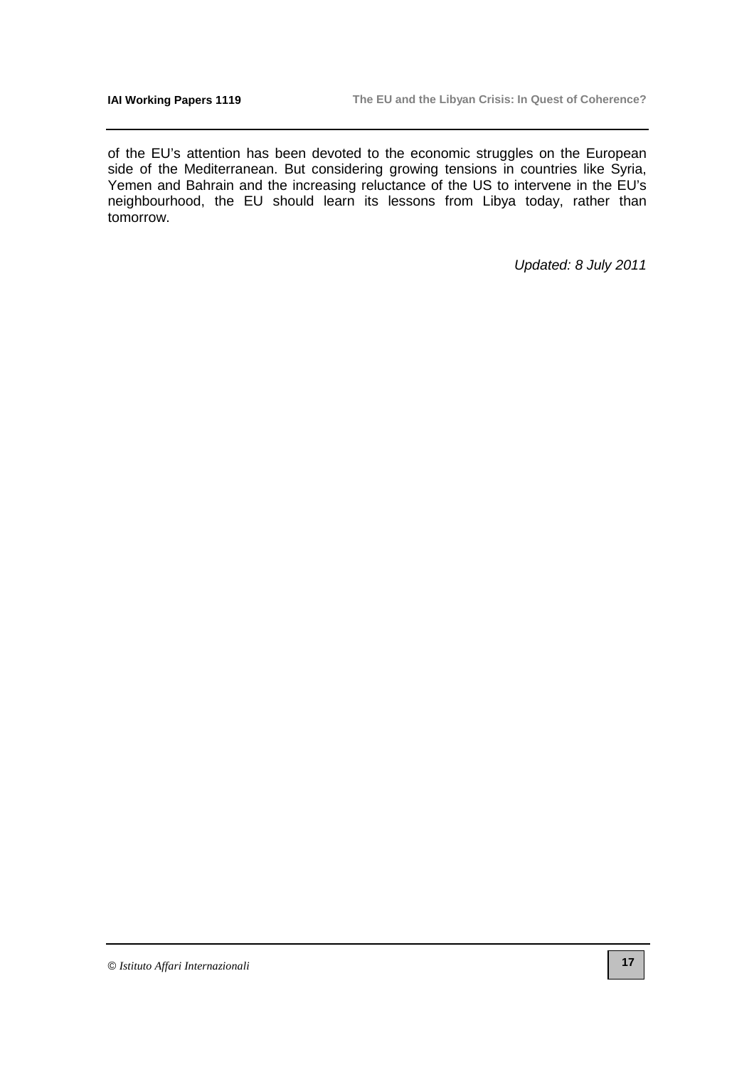of the EU's attention has been devoted to the economic struggles on the European side of the Mediterranean. But considering growing tensions in countries like Syria, Yemen and Bahrain and the increasing reluctance of the US to intervene in the EU's neighbourhood, the EU should learn its lessons from Libya today, rather than tomorrow.

*Updated: 8 July 2011*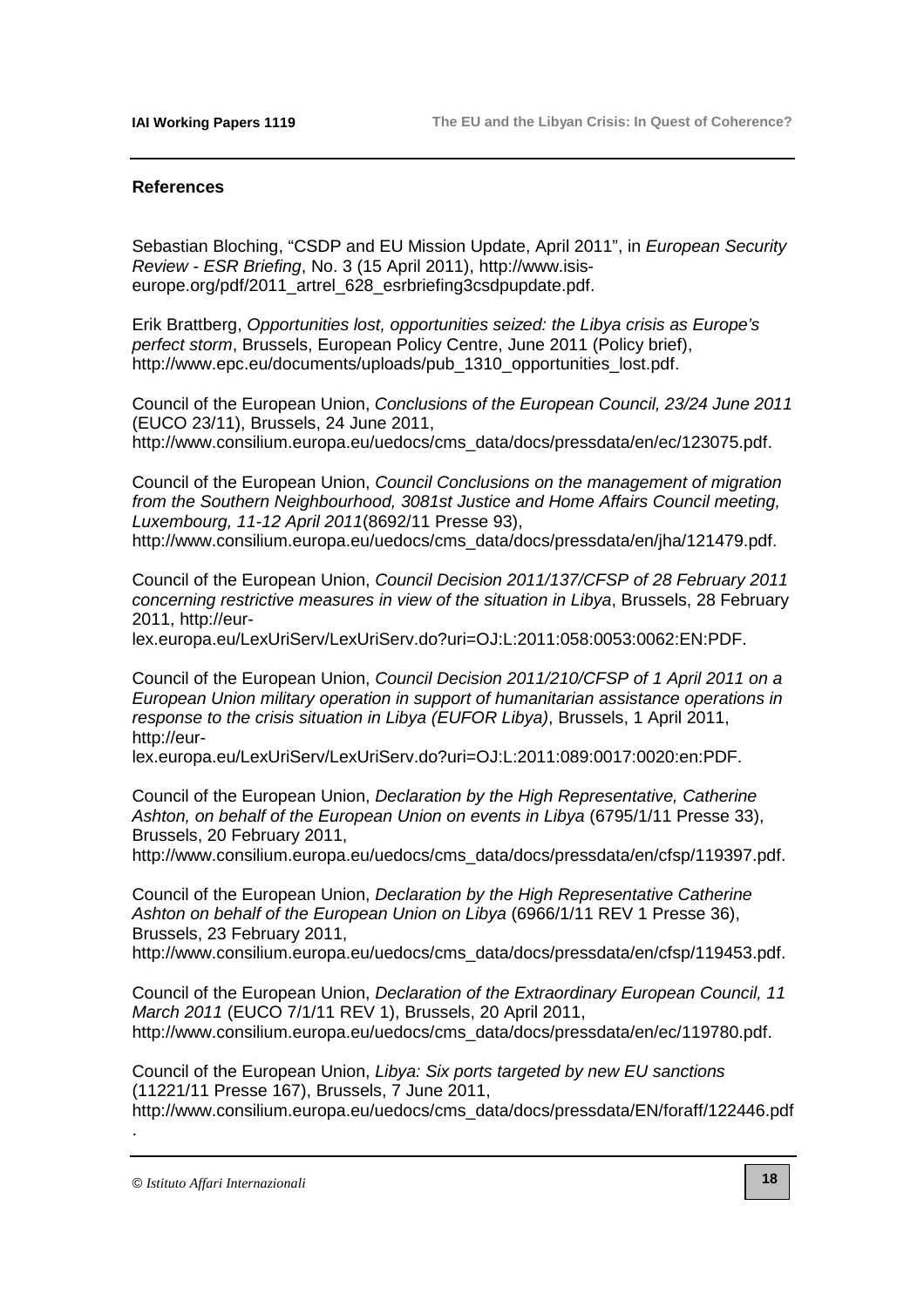## References

Sebastian Bloching, "CSDP and EU Mission Update, April 2011", in *European Security Review - ESR Briefing*, No. 3 (15 April 2011), http://www.isis-europe.org/pdf/2011_artrel_628_esrbriefing3csdpupdate.pdf.

Erik Brattberg, *Opportunities lost, opportunities seized: the Libya crisis as Europe's perfect storm*, Brussels, European Policy Centre, June 2011 (Policy brief), http://www.epc.eu/documents/uploads/pub_1310_opportunities_lost.pdf.

Council of the European Union, *Conclusions of the European Council, 23/24 June 2011* (EUCO 23/11), Brussels, 24 June 2011, http://www.consilium.europa.eu/uedocs/cms_data/docs/pressdata/en/ec/123075.pdf.

Council of the European Union, *Council Conclusions on the management of migration from the Southern Neighbourhood, 3081st Justice and Home Affairs Council meeting, Luxembourg, 11-12 April 2011*(8692/11 Presse 93), http://www.consilium.europa.eu/uedocs/cms_data/docs/pressdata/en/jha/121479.pdf.

Council of the European Union, *Council Decision 2011/137/CFSP of 28 February 2011 concerning restrictive measures in view of the situation in Libya*, Brussels, 28 February 2011, http://eur-lex.europa.eu/LexUriServ/LexUriServ.do?uri=OJ:L:2011:058:0053:0062:EN:PDF.

Council of the European Union, *Council Decision 2011/210/CFSP of 1 April 2011 on a European Union military operation in support of humanitarian assistance operations in response to the crisis situation in Libya (EUFOR Libya)*, Brussels, 1 April 2011, http://eur-lex.europa.eu/LexUriServ/LexUriServ.do?uri=OJ:L:2011:089:0017:0020:en:PDF.

Council of the European Union, *Declaration by the High Representative, Catherine Ashton, on behalf of the European Union on events in Libya* (6795/1/11 Presse 33), Brussels, 20 February 2011, http://www.consilium.europa.eu/uedocs/cms_data/docs/pressdata/en/cfsp/119397.pdf.

Council of the European Union, *Declaration by the High Representative Catherine Ashton on behalf of the European Union on Libya* (6966/1/11 REV 1 Presse 36), Brussels, 23 February 2011, http://www.consilium.europa.eu/uedocs/cms_data/docs/pressdata/en/cfsp/119453.pdf.

Council of the European Union, *Declaration of the Extraordinary European Council, 11 March 2011* (EUCO 7/1/11 REV 1), Brussels, 20 April 2011, http://www.consilium.europa.eu/uedocs/cms_data/docs/pressdata/en/ec/119780.pdf.

Council of the European Union, *Libya: Six ports targeted by new EU sanctions* (11221/11 Presse 167), Brussels, 7 June 2011, http://www.consilium.europa.eu/uedocs/cms_data/docs/pressdata/EN/foraff/122446.pdf.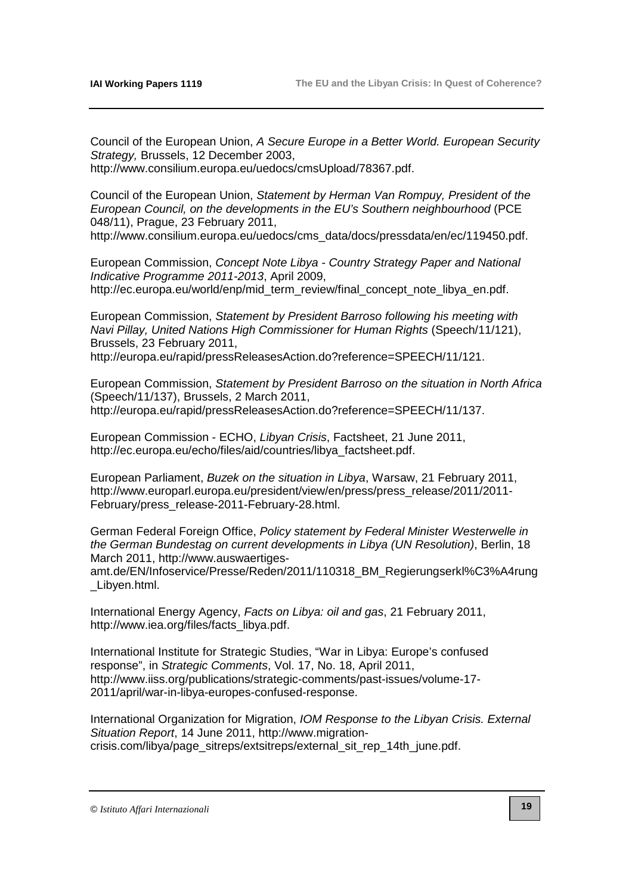Council of the European Union, *A Secure Europe in a Better World. European Security Strategy,* Brussels, 12 December 2003, http://www.consilium.europa.eu/uedocs/cmsUpload/78367.pdf.

Council of the European Union, *Statement by Herman Van Rompuy, President of the European Council, on the developments in the EU's Southern neighbourhood* (PCE 048/11), Prague, 23 February 2011, http://www.consilium.europa.eu/uedocs/cms_data/docs/pressdata/en/ec/119450.pdf.

European Commission, *Concept Note Libya - Country Strategy Paper and National Indicative Programme 2011-2013*, April 2009, http://ec.europa.eu/world/enp/mid_term_review/final_concept_note_libya_en.pdf.

European Commission, *Statement by President Barroso following his meeting with Navi Pillay, United Nations High Commissioner for Human Rights* (Speech/11/121), Brussels, 23 February 2011, http://europa.eu/rapid/pressReleasesAction.do?reference=SPEECH/11/121.

European Commission, *Statement by President Barroso on the situation in North Africa* (Speech/11/137), Brussels, 2 March 2011, http://europa.eu/rapid/pressReleasesAction.do?reference=SPEECH/11/137.

European Commission - ECHO, *Libyan Crisis*, Factsheet, 21 June 2011, http://ec.europa.eu/echo/files/aid/countries/libya_factsheet.pdf.

European Parliament, *Buzek on the situation in Libya*, Warsaw, 21 February 2011, http://www.europarl.europa.eu/president/view/en/press/press_release/2011/2011-February/press_release-2011-February-28.html.

German Federal Foreign Office, *Policy statement by Federal Minister Westerwelle in the German Bundestag on current developments in Libya (UN Resolution)*, Berlin, 18 March 2011, http://www.auswaertiges-amt.de/EN/Infoservice/Presse/Reden/2011/110318_BM_Regierungserkl%C3%A4rung_Libyen.html.

International Energy Agency, *Facts on Libya: oil and gas*, 21 February 2011, http://www.iea.org/files/facts_libya.pdf.

International Institute for Strategic Studies, "War in Libya: Europe's confused response", in *Strategic Comments*, Vol. 17, No. 18, April 2011, http://www.iiss.org/publications/strategic-comments/past-issues/volume-17-2011/april/war-in-libya-europes-confused-response.

International Organization for Migration, *IOM Response to the Libyan Crisis. External Situation Report*, 14 June 2011, http://www.migration-crisis.com/libya/page_sitreps/extsitreps/external_sit_rep_14th_june.pdf.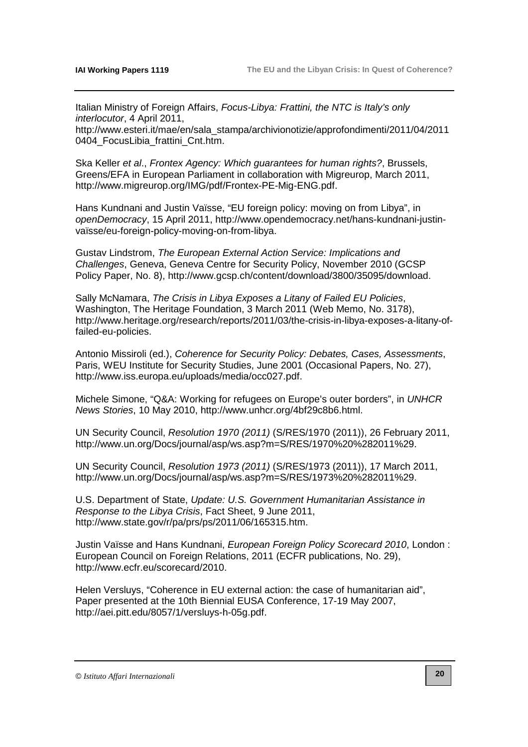Italian Ministry of Foreign Affairs, *Focus-Libya: Frattini, the NTC is Italy's only interlocutor*, 4 April 2011, http://www.esteri.it/mae/en/sala_stampa/archivionotizie/approfondimenti/2011/04/20110404_FocusLibia_frattini_Cnt.htm.

Ska Keller *et al*., *Frontex Agency: Which guarantees for human rights?*, Brussels, Greens/EFA in European Parliament in collaboration with Migreurop, March 2011, http://www.migreurop.org/IMG/pdf/Frontex-PE-Mig-ENG.pdf.

Hans Kundnani and Justin Vaïsse, "EU foreign policy: moving on from Libya", in *openDemocracy*, 15 April 2011, http://www.opendemocracy.net/hans-kundnani-justin-vaïsse/eu-foreign-policy-moving-on-from-libya.

Gustav Lindstrom, *The European External Action Service: Implications and Challenges*, Geneva, Geneva Centre for Security Policy, November 2010 (GCSP Policy Paper, No. 8), http://www.gcsp.ch/content/download/3800/35095/download.

Sally McNamara, *The Crisis in Libya Exposes a Litany of Failed EU Policies*, Washington, The Heritage Foundation, 3 March 2011 (Web Memo, No. 3178), http://www.heritage.org/research/reports/2011/03/the-crisis-in-libya-exposes-a-litany-of-failed-eu-policies.

Antonio Missiroli (ed.), *Coherence for Security Policy: Debates, Cases, Assessments*, Paris, WEU Institute for Security Studies, June 2001 (Occasional Papers, No. 27), http://www.iss.europa.eu/uploads/media/occ027.pdf.

Michele Simone, "Q&A: Working for refugees on Europe's outer borders", in *UNHCR News Stories*, 10 May 2010, http://www.unhcr.org/4bf29c8b6.html.

UN Security Council, *Resolution 1970 (2011)* (S/RES/1970 (2011)), 26 February 2011, http://www.un.org/Docs/journal/asp/ws.asp?m=S/RES/1970%20%282011%29.

UN Security Council, *Resolution 1973 (2011)* (S/RES/1973 (2011)), 17 March 2011, http://www.un.org/Docs/journal/asp/ws.asp?m=S/RES/1973%20%282011%29.

U.S. Department of State, *Update: U.S. Government Humanitarian Assistance in Response to the Libya Crisis*, Fact Sheet, 9 June 2011, http://www.state.gov/r/pa/prs/ps/2011/06/165315.htm.

Justin Vaïsse and Hans Kundnani, *European Foreign Policy Scorecard 2010*, London : European Council on Foreign Relations, 2011 (ECFR publications, No. 29), http://www.ecfr.eu/scorecard/2010.

Helen Versluys, "Coherence in EU external action: the case of humanitarian aid", Paper presented at the 10th Biennial EUSA Conference, 17-19 May 2007, http://aei.pitt.edu/8057/1/versluys-h-05g.pdf.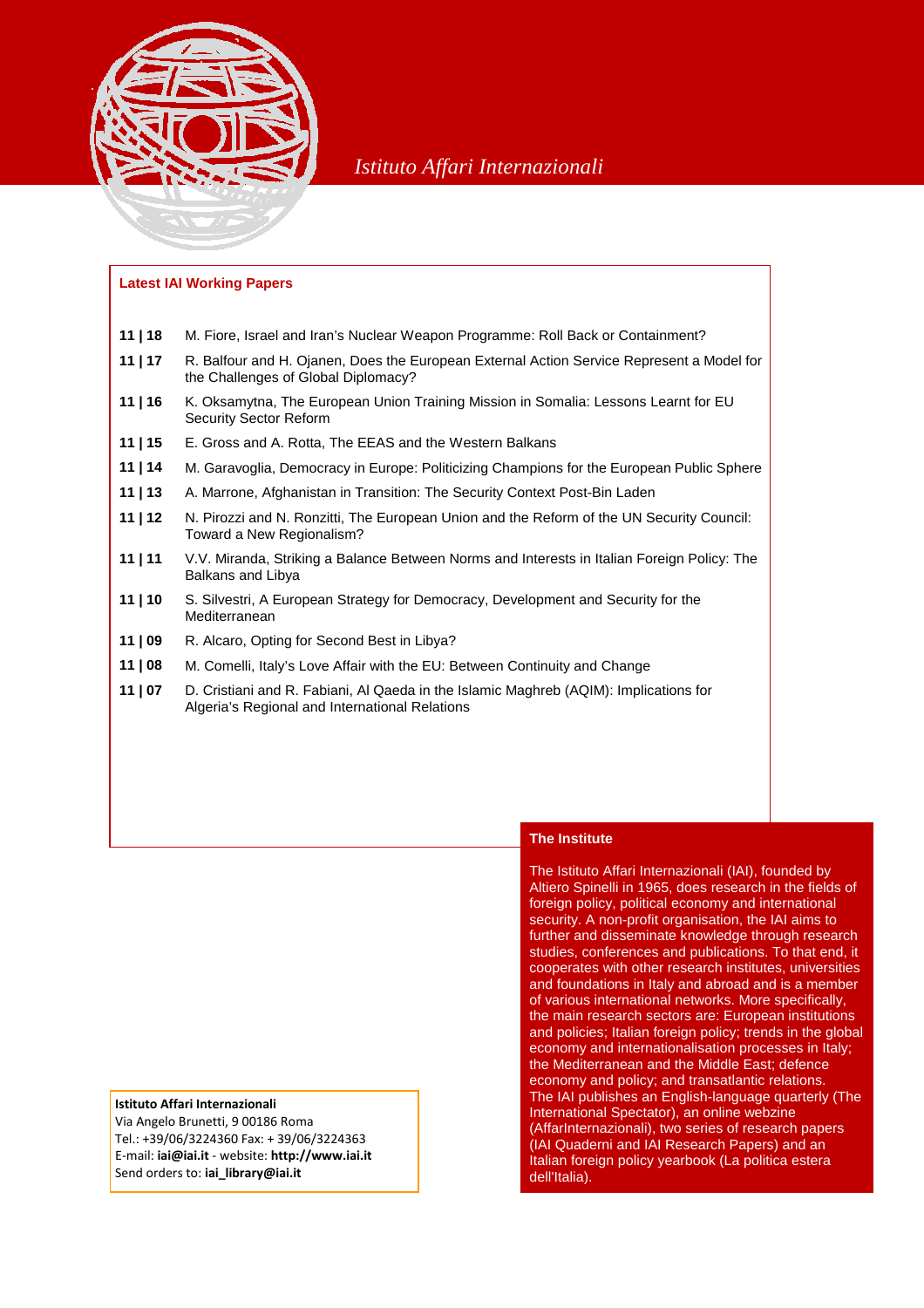*Istituto Affari Internazionali*

## Latest IAI Working Papers

**11 | 18** M. Fiore, Israel and Iran's Nuclear Weapon Programme: Roll Back or Containment?

**11 | 17** R. Balfour and H. Ojanen, Does the European External Action Service Represent a Model for the Challenges of Global Diplomacy?

**11 | 16** K. Oksamytna, The European Union Training Mission in Somalia: Lessons Learnt for EU Security Sector Reform

**11 | 15** E. Gross and A. Rotta, The EEAS and the Western Balkans

**11 | 14** M. Garavoglia, Democracy in Europe: Politicizing Champions for the European Public Sphere

**11 | 13** A. Marrone, Afghanistan in Transition: The Security Context Post-Bin Laden

**11 | 12** N. Pirozzi and N. Ronzitti, The European Union and the Reform of the UN Security Council: Toward a New Regionalism?

**11 | 11** V.V. Miranda, Striking a Balance Between Norms and Interests in Italian Foreign Policy: The Balkans and Libya

**11 | 10** S. Silvestri, A European Strategy for Democracy, Development and Security for the Mediterranean

**11 | 09** R. Alcaro, Opting for Second Best in Libya?

**11 | 08** M. Comelli, Italy's Love Affair with the EU: Between Continuity and Change

**11 | 07** D. Cristiani and R. Fabiani, Al Qaeda in the Islamic Maghreb (AQIM): Implications for Algeria's Regional and International Relations

## The Institute

The Istituto Affari Internazionali (IAI), founded by Altiero Spinelli in 1965, does research in the fields of foreign policy, political economy and international security. A non-profit organisation, the IAI aims to further and disseminate knowledge through research studies, conferences and publications. To that end, it cooperates with other research institutes, universities and foundations in Italy and abroad and is a member of various international networks. More specifically, the main research sectors are: European institutions and policies; Italian foreign policy; trends in the global economy and internationalisation processes in Italy; the Mediterranean and the Middle East; defence economy and policy; and transatlantic relations. The IAI publishes an English-language quarterly (The International Spectator), an online webzine (AffarInternazionali), two series of research papers (IAI Quaderni and IAI Research Papers) and an Italian foreign policy yearbook (La politica estera dell'Italia).

**Istituto Affari Internazionali**
Via Angelo Brunetti, 9 00186 Roma
Tel.: +39/06/3224360 Fax: + 39/06/3224363
E-mail: **iai@iai.it** - website: **http://www.iai.it**
Send orders to: **iai_library@iai.it**